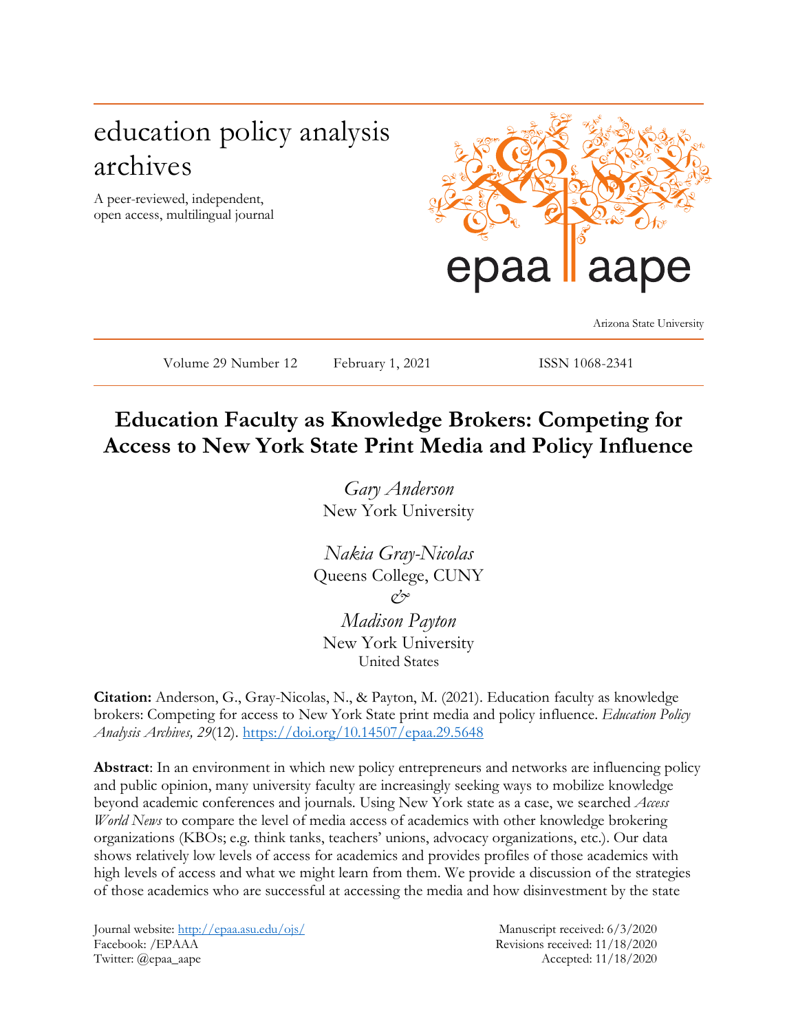education policy analysis archives

A peer-reviewed, independent, open access, multilingual journal

epaa aape

Arizona State University

Volume 29 Number 12 February 1, 2021 ISSN 1068-2341

# Education Faculty as Knowledge Brokers: Competing for Access to New York State Print Media and Policy Influence

*Gary Anderson*
New York University

*Nakia Gray-Nicolas*
Queens College, CUNY

*&*

*Madison Payton*
New York University
United States

**Citation:** Anderson, G., Gray-Nicolas, N., & Payton, M. (2021). Education faculty as knowledge brokers: Competing for access to New York State print media and policy influence. *Education Policy Analysis Archives, 29*(12). https://doi.org/10.14507/epaa.29.5648

**Abstract**: In an environment in which new policy entrepreneurs and networks are influencing policy and public opinion, many university faculty are increasingly seeking ways to mobilize knowledge beyond academic conferences and journals. Using New York state as a case, we searched *Access World News* to compare the level of media access of academics with other knowledge brokering organizations (KBOs; e.g. think tanks, teachers' unions, advocacy organizations, etc.). Our data shows relatively low levels of access for academics and provides profiles of those academics with high levels of access and what we might learn from them. We provide a discussion of the strategies of those academics who are successful at accessing the media and how disinvestment by the state

Journal website: http://epaa.asu.edu/ojs/
Facebook: /EPAAA
Twitter: @epaa_aape

Manuscript received: 6/3/2020
Revisions received: 11/18/2020
Accepted: 11/18/2020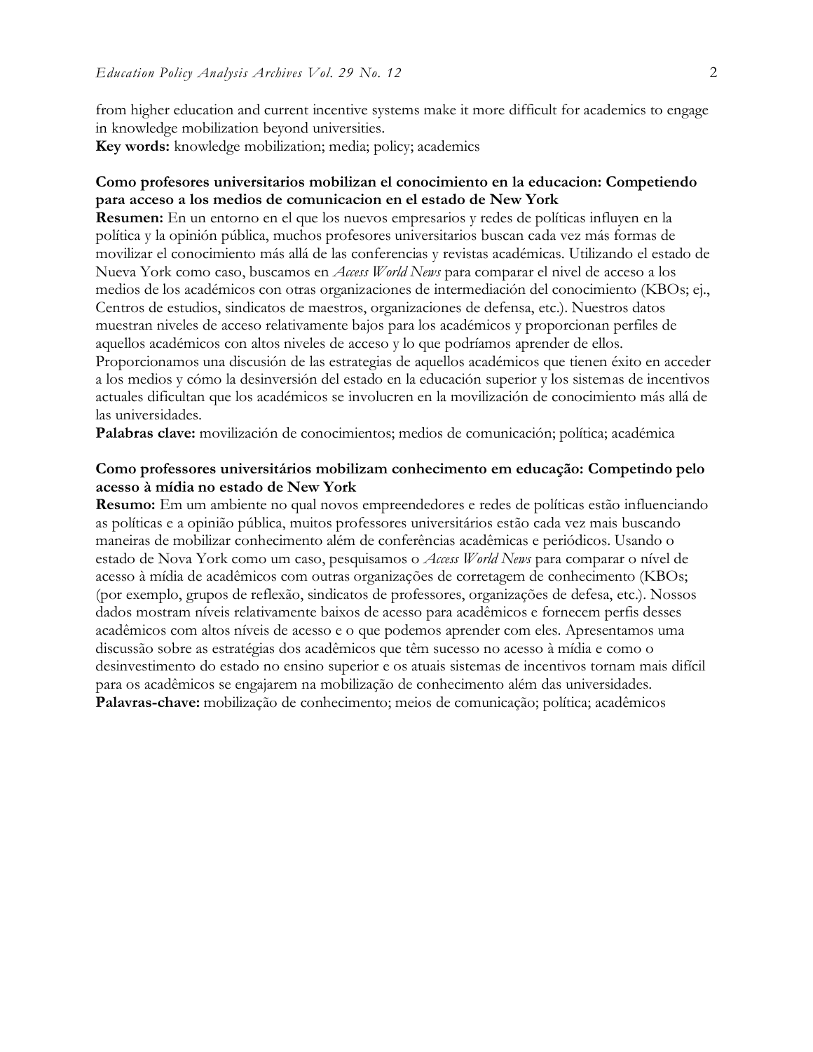from higher education and current incentive systems make it more difficult for academics to engage in knowledge mobilization beyond universities.

**Key words:** knowledge mobilization; media; policy; academics

**Como profesores universitarios mobilizan el conocimiento en la educacion: Competiendo para acceso a los medios de comunicacion en el estado de New York**

**Resumen:** En un entorno en el que los nuevos empresarios y redes de políticas influyen en la política y la opinión pública, muchos profesores universitarios buscan cada vez más formas de movilizar el conocimiento más allá de las conferencias y revistas académicas. Utilizando el estado de Nueva York como caso, buscamos en *Access World News* para comparar el nivel de acceso a los medios de los académicos con otras organizaciones de intermediación del conocimiento (KBOs; ej., Centros de estudios, sindicatos de maestros, organizaciones de defensa, etc.). Nuestros datos muestran niveles de acceso relativamente bajos para los académicos y proporcionan perfiles de aquellos académicos con altos niveles de acceso y lo que podríamos aprender de ellos. Proporcionamos una discusión de las estrategias de aquellos académicos que tienen éxito en acceder a los medios y cómo la desinversión del estado en la educación superior y los sistemas de incentivos actuales dificultan que los académicos se involucren en la movilización de conocimiento más allá de las universidades.

**Palabras clave:** movilización de conocimientos; medios de comunicación; política; académica

**Como professores universitários mobilizam conhecimento em educação: Competindo pelo acesso à mídia no estado de New York**

**Resumo:** Em um ambiente no qual novos empreendedores e redes de políticas estão influenciando as políticas e a opinião pública, muitos professores universitários estão cada vez mais buscando maneiras de mobilizar conhecimento além de conferências acadêmicas e periódicos. Usando o estado de Nova York como um caso, pesquisamos o *Access World News* para comparar o nível de acesso à mídia de acadêmicos com outras organizações de corretagem de conhecimento (KBOs; (por exemplo, grupos de reflexão, sindicatos de professores, organizações de defesa, etc.). Nossos dados mostram níveis relativamente baixos de acesso para acadêmicos e fornecem perfis desses acadêmicos com altos níveis de acesso e o que podemos aprender com eles. Apresentamos uma discussão sobre as estratégias dos acadêmicos que têm sucesso no acesso à mídia e como o desinvestimento do estado no ensino superior e os atuais sistemas de incentivos tornam mais difícil para os acadêmicos se engajarem na mobilização de conhecimento além das universidades.

**Palavras-chave:** mobilização de conhecimento; meios de comunicação; política; acadêmicos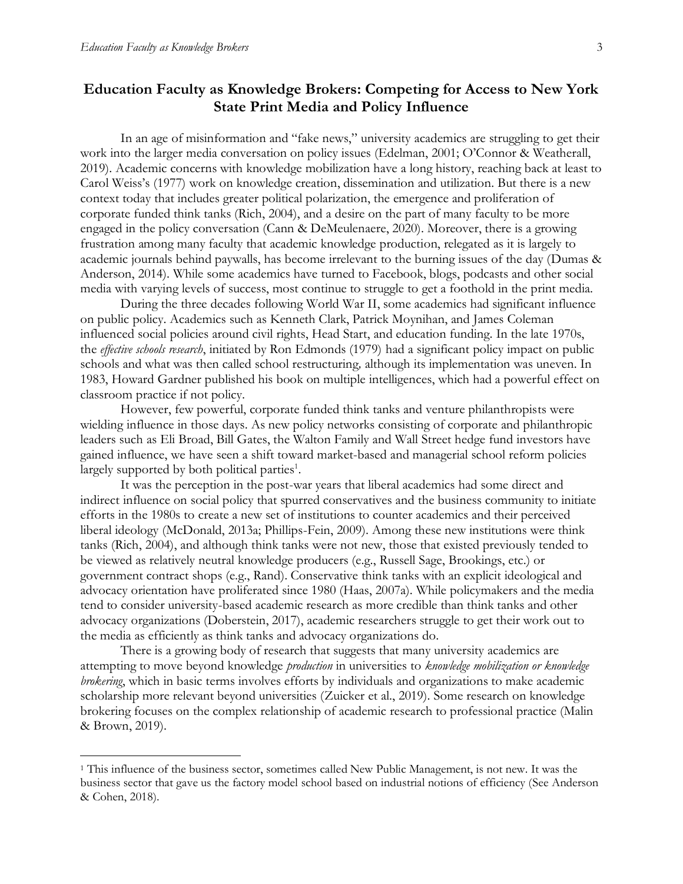## Education Faculty as Knowledge Brokers: Competing for Access to New York State Print Media and Policy Influence

In an age of misinformation and "fake news," university academics are struggling to get their work into the larger media conversation on policy issues (Edelman, 2001; O'Connor & Weatherall, 2019). Academic concerns with knowledge mobilization have a long history, reaching back at least to Carol Weiss's (1977) work on knowledge creation, dissemination and utilization. But there is a new context today that includes greater political polarization, the emergence and proliferation of corporate funded think tanks (Rich, 2004), and a desire on the part of many faculty to be more engaged in the policy conversation (Cann & DeMeulenaere, 2020). Moreover, there is a growing frustration among many faculty that academic knowledge production, relegated as it is largely to academic journals behind paywalls, has become irrelevant to the burning issues of the day (Dumas & Anderson, 2014). While some academics have turned to Facebook, blogs, podcasts and other social media with varying levels of success, most continue to struggle to get a foothold in the print media.

During the three decades following World War II, some academics had significant influence on public policy. Academics such as Kenneth Clark, Patrick Moynihan, and James Coleman influenced social policies around civil rights, Head Start, and education funding. In the late 1970s, the *effective schools research*, initiated by Ron Edmonds (1979) had a significant policy impact on public schools and what was then called school restructuring, although its implementation was uneven. In 1983, Howard Gardner published his book on multiple intelligences, which had a powerful effect on classroom practice if not policy.

However, few powerful, corporate funded think tanks and venture philanthropists were wielding influence in those days. As new policy networks consisting of corporate and philanthropic leaders such as Eli Broad, Bill Gates, the Walton Family and Wall Street hedge fund investors have gained influence, we have seen a shift toward market-based and managerial school reform policies largely supported by both political parties[1].

It was the perception in the post-war years that liberal academics had some direct and indirect influence on social policy that spurred conservatives and the business community to initiate efforts in the 1980s to create a new set of institutions to counter academics and their perceived liberal ideology (McDonald, 2013a; Phillips-Fein, 2009). Among these new institutions were think tanks (Rich, 2004), and although think tanks were not new, those that existed previously tended to be viewed as relatively neutral knowledge producers (e.g., Russell Sage, Brookings, etc.) or government contract shops (e.g., Rand). Conservative think tanks with an explicit ideological and advocacy orientation have proliferated since 1980 (Haas, 2007a). While policymakers and the media tend to consider university-based academic research as more credible than think tanks and other advocacy organizations (Doberstein, 2017), academic researchers struggle to get their work out to the media as efficiently as think tanks and advocacy organizations do.

There is a growing body of research that suggests that many university academics are attempting to move beyond knowledge *production* in universities to *knowledge mobilization or knowledge brokering*, which in basic terms involves efforts by individuals and organizations to make academic scholarship more relevant beyond universities (Zuicker et al., 2019). Some research on knowledge brokering focuses on the complex relationship of academic research to professional practice (Malin & Brown, 2019).

---

[1] This influence of the business sector, sometimes called New Public Management, is not new. It was the business sector that gave us the factory model school based on industrial notions of efficiency (See Anderson & Cohen, 2018).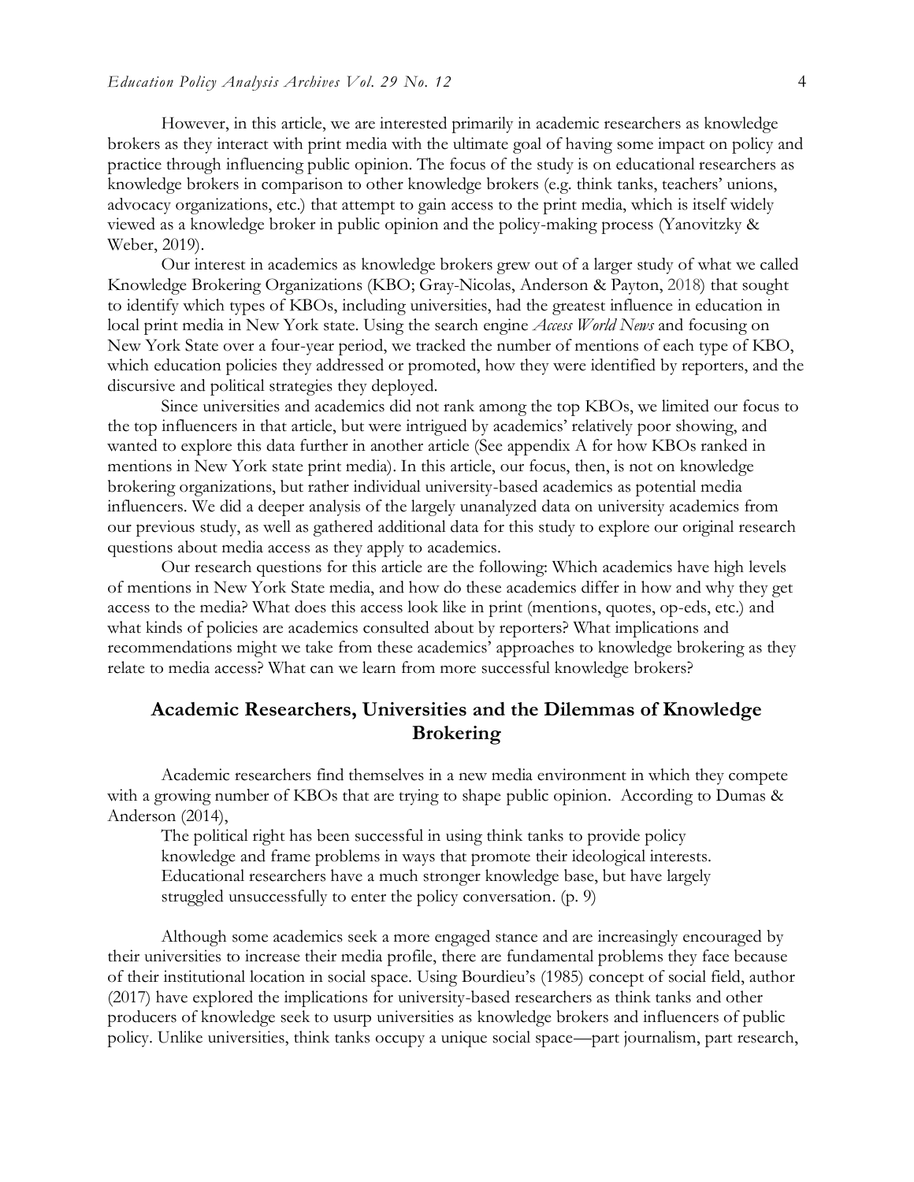However, in this article, we are interested primarily in academic researchers as knowledge brokers as they interact with print media with the ultimate goal of having some impact on policy and practice through influencing public opinion. The focus of the study is on educational researchers as knowledge brokers in comparison to other knowledge brokers (e.g. think tanks, teachers' unions, advocacy organizations, etc.) that attempt to gain access to the print media, which is itself widely viewed as a knowledge broker in public opinion and the policy-making process (Yanovitzky & Weber, 2019).

Our interest in academics as knowledge brokers grew out of a larger study of what we called Knowledge Brokering Organizations (KBO; Gray-Nicolas, Anderson & Payton, 2018) that sought to identify which types of KBOs, including universities, had the greatest influence in education in local print media in New York state. Using the search engine *Access World News* and focusing on New York State over a four-year period, we tracked the number of mentions of each type of KBO, which education policies they addressed or promoted, how they were identified by reporters, and the discursive and political strategies they deployed.

Since universities and academics did not rank among the top KBOs, we limited our focus to the top influencers in that article, but were intrigued by academics' relatively poor showing, and wanted to explore this data further in another article (See appendix A for how KBOs ranked in mentions in New York state print media). In this article, our focus, then, is not on knowledge brokering organizations, but rather individual university-based academics as potential media influencers. We did a deeper analysis of the largely unanalyzed data on university academics from our previous study, as well as gathered additional data for this study to explore our original research questions about media access as they apply to academics.

Our research questions for this article are the following: Which academics have high levels of mentions in New York State media, and how do these academics differ in how and why they get access to the media? What does this access look like in print (mentions, quotes, op-eds, etc.) and what kinds of policies are academics consulted about by reporters? What implications and recommendations might we take from these academics' approaches to knowledge brokering as they relate to media access? What can we learn from more successful knowledge brokers?

## Academic Researchers, Universities and the Dilemmas of Knowledge Brokering

Academic researchers find themselves in a new media environment in which they compete with a growing number of KBOs that are trying to shape public opinion. According to Dumas & Anderson (2014),

> The political right has been successful in using think tanks to provide policy knowledge and frame problems in ways that promote their ideological interests. Educational researchers have a much stronger knowledge base, but have largely struggled unsuccessfully to enter the policy conversation. (p. 9)

Although some academics seek a more engaged stance and are increasingly encouraged by their universities to increase their media profile, there are fundamental problems they face because of their institutional location in social space. Using Bourdieu's (1985) concept of social field, author (2017) have explored the implications for university-based researchers as think tanks and other producers of knowledge seek to usurp universities as knowledge brokers and influencers of public policy. Unlike universities, think tanks occupy a unique social space—part journalism, part research,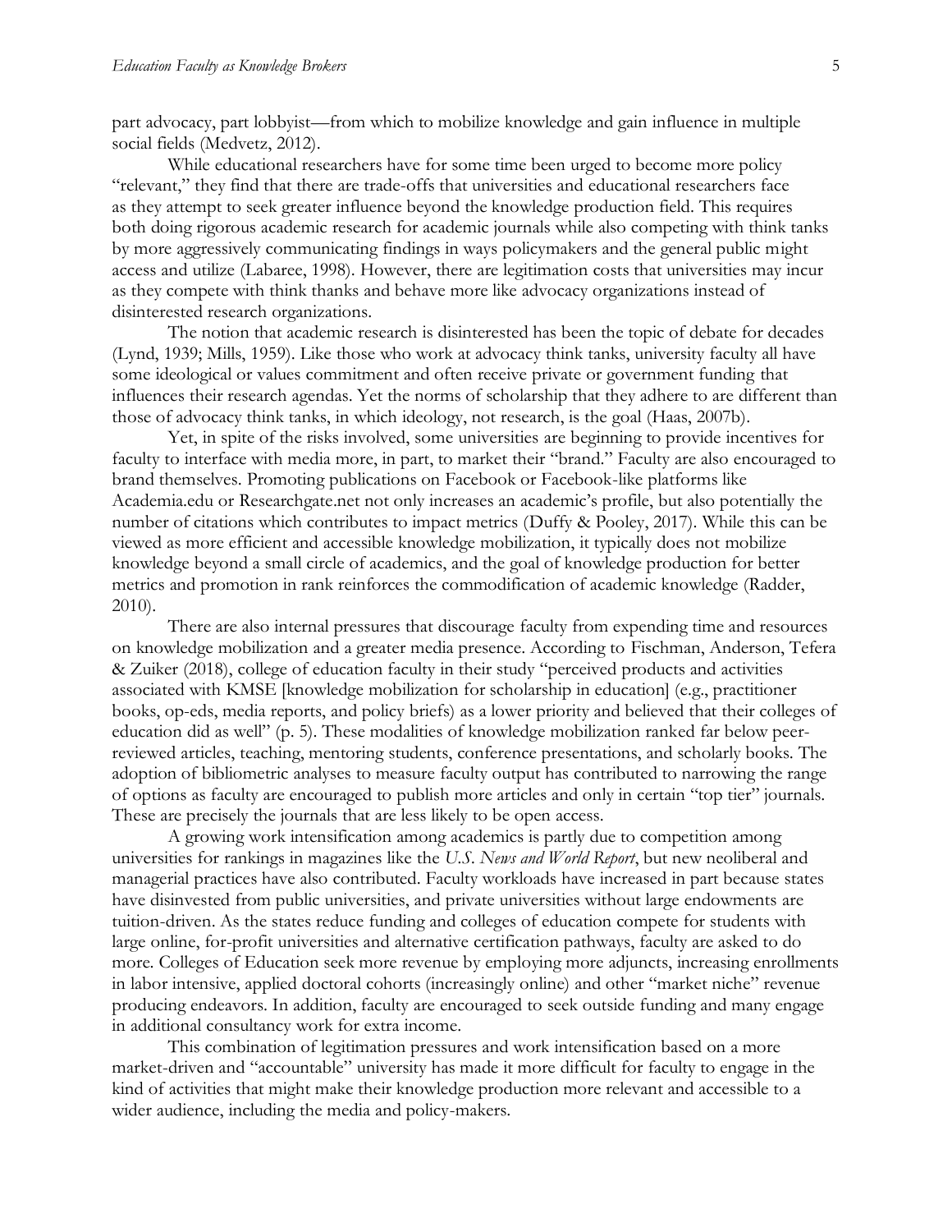part advocacy, part lobbyist—from which to mobilize knowledge and gain influence in multiple social fields (Medvetz, 2012).

While educational researchers have for some time been urged to become more policy "relevant," they find that there are trade-offs that universities and educational researchers face as they attempt to seek greater influence beyond the knowledge production field. This requires both doing rigorous academic research for academic journals while also competing with think tanks by more aggressively communicating findings in ways policymakers and the general public might access and utilize (Labaree, 1998). However, there are legitimation costs that universities may incur as they compete with think thanks and behave more like advocacy organizations instead of disinterested research organizations.

The notion that academic research is disinterested has been the topic of debate for decades (Lynd, 1939; Mills, 1959). Like those who work at advocacy think tanks, university faculty all have some ideological or values commitment and often receive private or government funding that influences their research agendas. Yet the norms of scholarship that they adhere to are different than those of advocacy think tanks, in which ideology, not research, is the goal (Haas, 2007b).

Yet, in spite of the risks involved, some universities are beginning to provide incentives for faculty to interface with media more, in part, to market their "brand." Faculty are also encouraged to brand themselves. Promoting publications on Facebook or Facebook-like platforms like Academia.edu or Researchgate.net not only increases an academic's profile, but also potentially the number of citations which contributes to impact metrics (Duffy & Pooley, 2017). While this can be viewed as more efficient and accessible knowledge mobilization, it typically does not mobilize knowledge beyond a small circle of academics, and the goal of knowledge production for better metrics and promotion in rank reinforces the commodification of academic knowledge (Radder, 2010).

There are also internal pressures that discourage faculty from expending time and resources on knowledge mobilization and a greater media presence. According to Fischman, Anderson, Tefera & Zuiker (2018), college of education faculty in their study "perceived products and activities associated with KMSE [knowledge mobilization for scholarship in education] (e.g., practitioner books, op-eds, media reports, and policy briefs) as a lower priority and believed that their colleges of education did as well" (p. 5). These modalities of knowledge mobilization ranked far below peer-reviewed articles, teaching, mentoring students, conference presentations, and scholarly books. The adoption of bibliometric analyses to measure faculty output has contributed to narrowing the range of options as faculty are encouraged to publish more articles and only in certain "top tier" journals. These are precisely the journals that are less likely to be open access.

A growing work intensification among academics is partly due to competition among universities for rankings in magazines like the *U.S. News and World Report*, but new neoliberal and managerial practices have also contributed. Faculty workloads have increased in part because states have disinvested from public universities, and private universities without large endowments are tuition-driven. As the states reduce funding and colleges of education compete for students with large online, for-profit universities and alternative certification pathways, faculty are asked to do more. Colleges of Education seek more revenue by employing more adjuncts, increasing enrollments in labor intensive, applied doctoral cohorts (increasingly online) and other "market niche" revenue producing endeavors. In addition, faculty are encouraged to seek outside funding and many engage in additional consultancy work for extra income.

This combination of legitimation pressures and work intensification based on a more market-driven and "accountable" university has made it more difficult for faculty to engage in the kind of activities that might make their knowledge production more relevant and accessible to a wider audience, including the media and policy-makers.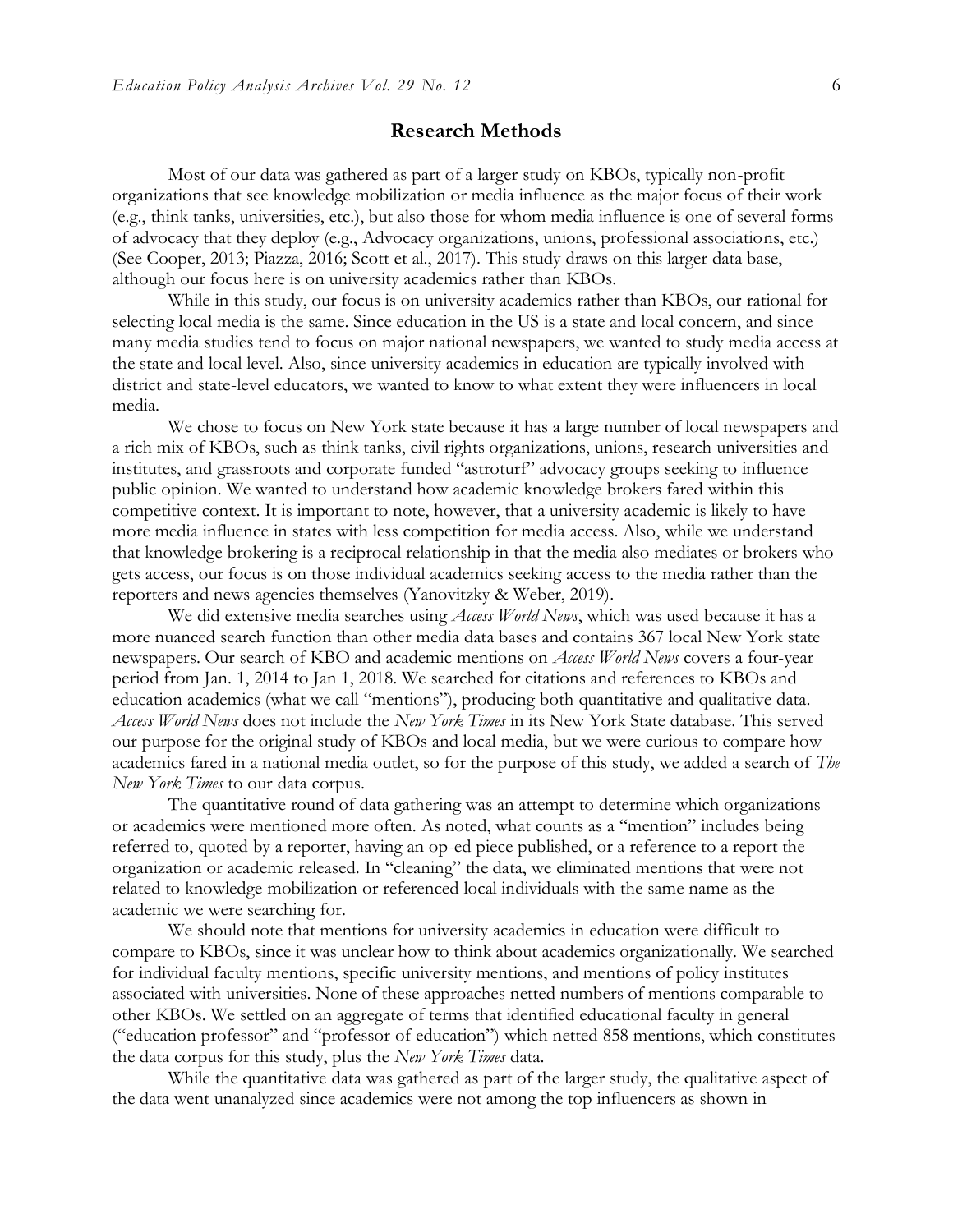## Research Methods

Most of our data was gathered as part of a larger study on KBOs, typically non-profit organizations that see knowledge mobilization or media influence as the major focus of their work (e.g., think tanks, universities, etc.), but also those for whom media influence is one of several forms of advocacy that they deploy (e.g., Advocacy organizations, unions, professional associations, etc.) (See Cooper, 2013; Piazza, 2016; Scott et al., 2017). This study draws on this larger data base, although our focus here is on university academics rather than KBOs.

While in this study, our focus is on university academics rather than KBOs, our rational for selecting local media is the same. Since education in the US is a state and local concern, and since many media studies tend to focus on major national newspapers, we wanted to study media access at the state and local level. Also, since university academics in education are typically involved with district and state-level educators, we wanted to know to what extent they were influencers in local media.

We chose to focus on New York state because it has a large number of local newspapers and a rich mix of KBOs, such as think tanks, civil rights organizations, unions, research universities and institutes, and grassroots and corporate funded "astroturf" advocacy groups seeking to influence public opinion. We wanted to understand how academic knowledge brokers fared within this competitive context. It is important to note, however, that a university academic is likely to have more media influence in states with less competition for media access. Also, while we understand that knowledge brokering is a reciprocal relationship in that the media also mediates or brokers who gets access, our focus is on those individual academics seeking access to the media rather than the reporters and news agencies themselves (Yanovitzky & Weber, 2019).

We did extensive media searches using *Access World News*, which was used because it has a more nuanced search function than other media data bases and contains 367 local New York state newspapers. Our search of KBO and academic mentions on *Access World News* covers a four-year period from Jan. 1, 2014 to Jan 1, 2018. We searched for citations and references to KBOs and education academics (what we call "mentions"), producing both quantitative and qualitative data. *Access World News* does not include the *New York Times* in its New York State database. This served our purpose for the original study of KBOs and local media, but we were curious to compare how academics fared in a national media outlet, so for the purpose of this study, we added a search of *The New York Times* to our data corpus.

The quantitative round of data gathering was an attempt to determine which organizations or academics were mentioned more often. As noted, what counts as a "mention" includes being referred to, quoted by a reporter, having an op-ed piece published, or a reference to a report the organization or academic released. In "cleaning" the data, we eliminated mentions that were not related to knowledge mobilization or referenced local individuals with the same name as the academic we were searching for.

We should note that mentions for university academics in education were difficult to compare to KBOs, since it was unclear how to think about academics organizationally. We searched for individual faculty mentions, specific university mentions, and mentions of policy institutes associated with universities. None of these approaches netted numbers of mentions comparable to other KBOs. We settled on an aggregate of terms that identified educational faculty in general ("education professor" and "professor of education") which netted 858 mentions, which constitutes the data corpus for this study, plus the *New York Times* data.

While the quantitative data was gathered as part of the larger study, the qualitative aspect of the data went unanalyzed since academics were not among the top influencers as shown in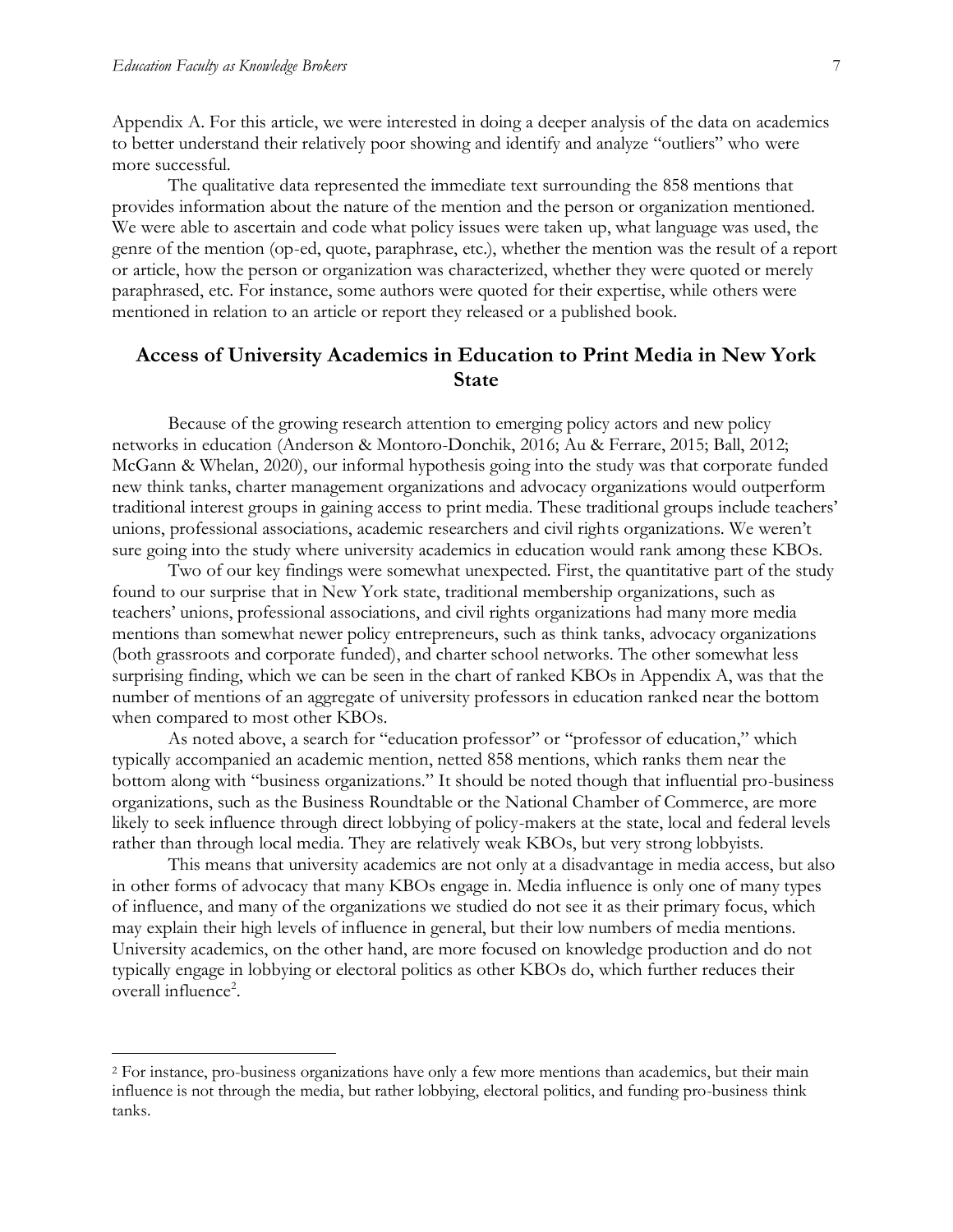Appendix A. For this article, we were interested in doing a deeper analysis of the data on academics to better understand their relatively poor showing and identify and analyze "outliers" who were more successful.

The qualitative data represented the immediate text surrounding the 858 mentions that provides information about the nature of the mention and the person or organization mentioned. We were able to ascertain and code what policy issues were taken up, what language was used, the genre of the mention (op-ed, quote, paraphrase, etc.), whether the mention was the result of a report or article, how the person or organization was characterized, whether they were quoted or merely paraphrased, etc. For instance, some authors were quoted for their expertise, while others were mentioned in relation to an article or report they released or a published book.

## Access of University Academics in Education to Print Media in New York State

Because of the growing research attention to emerging policy actors and new policy networks in education (Anderson & Montoro-Donchik, 2016; Au & Ferrare, 2015; Ball, 2012; McGann & Whelan, 2020), our informal hypothesis going into the study was that corporate funded new think tanks, charter management organizations and advocacy organizations would outperform traditional interest groups in gaining access to print media. These traditional groups include teachers' unions, professional associations, academic researchers and civil rights organizations. We weren't sure going into the study where university academics in education would rank among these KBOs.

Two of our key findings were somewhat unexpected. First, the quantitative part of the study found to our surprise that in New York state, traditional membership organizations, such as teachers' unions, professional associations, and civil rights organizations had many more media mentions than somewhat newer policy entrepreneurs, such as think tanks, advocacy organizations (both grassroots and corporate funded), and charter school networks. The other somewhat less surprising finding, which we can be seen in the chart of ranked KBOs in Appendix A, was that the number of mentions of an aggregate of university professors in education ranked near the bottom when compared to most other KBOs.

As noted above, a search for "education professor" or "professor of education," which typically accompanied an academic mention, netted 858 mentions, which ranks them near the bottom along with "business organizations." It should be noted though that influential pro-business organizations, such as the Business Roundtable or the National Chamber of Commerce, are more likely to seek influence through direct lobbying of policy-makers at the state, local and federal levels rather than through local media. They are relatively weak KBOs, but very strong lobbyists.

This means that university academics are not only at a disadvantage in media access, but also in other forms of advocacy that many KBOs engage in. Media influence is only one of many types of influence, and many of the organizations we studied do not see it as their primary focus, which may explain their high levels of influence in general, but their low numbers of media mentions. University academics, on the other hand, are more focused on knowledge production and do not typically engage in lobbying or electoral politics as other KBOs do, which further reduces their overall influence[2].

[2] For instance, pro-business organizations have only a few more mentions than academics, but their main influence is not through the media, but rather lobbying, electoral politics, and funding pro-business think tanks.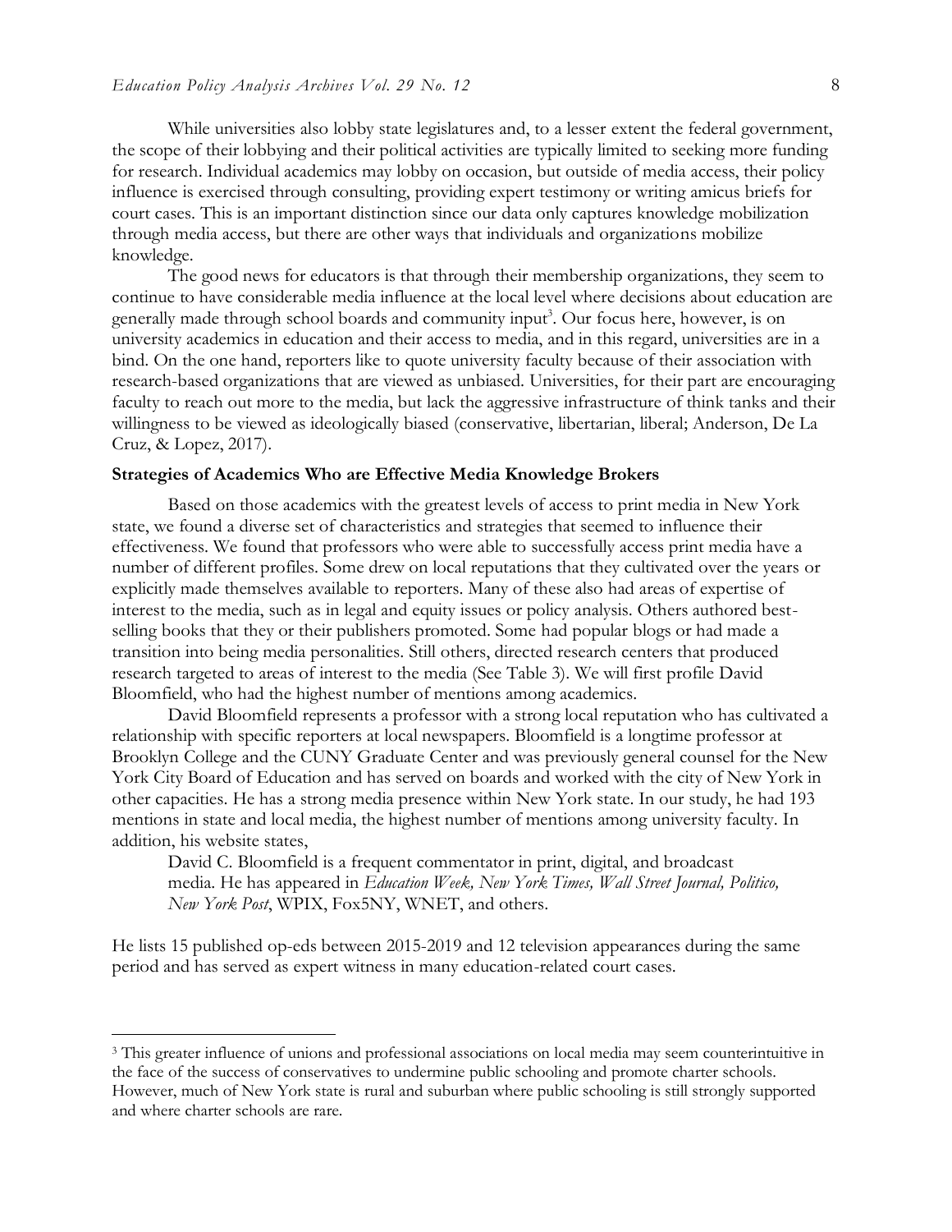While universities also lobby state legislatures and, to a lesser extent the federal government, the scope of their lobbying and their political activities are typically limited to seeking more funding for research. Individual academics may lobby on occasion, but outside of media access, their policy influence is exercised through consulting, providing expert testimony or writing amicus briefs for court cases. This is an important distinction since our data only captures knowledge mobilization through media access, but there are other ways that individuals and organizations mobilize knowledge.

The good news for educators is that through their membership organizations, they seem to continue to have considerable media influence at the local level where decisions about education are generally made through school boards and community input[3]. Our focus here, however, is on university academics in education and their access to media, and in this regard, universities are in a bind. On the one hand, reporters like to quote university faculty because of their association with research-based organizations that are viewed as unbiased. Universities, for their part are encouraging faculty to reach out more to the media, but lack the aggressive infrastructure of think tanks and their willingness to be viewed as ideologically biased (conservative, libertarian, liberal; Anderson, De La Cruz, & Lopez, 2017).

**Strategies of Academics Who are Effective Media Knowledge Brokers**

Based on those academics with the greatest levels of access to print media in New York state, we found a diverse set of characteristics and strategies that seemed to influence their effectiveness. We found that professors who were able to successfully access print media have a number of different profiles. Some drew on local reputations that they cultivated over the years or explicitly made themselves available to reporters. Many of these also had areas of expertise of interest to the media, such as in legal and equity issues or policy analysis. Others authored best-selling books that they or their publishers promoted. Some had popular blogs or had made a transition into being media personalities. Still others, directed research centers that produced research targeted to areas of interest to the media (See Table 3). We will first profile David Bloomfield, who had the highest number of mentions among academics.

David Bloomfield represents a professor with a strong local reputation who has cultivated a relationship with specific reporters at local newspapers. Bloomfield is a longtime professor at Brooklyn College and the CUNY Graduate Center and was previously general counsel for the New York City Board of Education and has served on boards and worked with the city of New York in other capacities. He has a strong media presence within New York state. In our study, he had 193 mentions in state and local media, the highest number of mentions among university faculty. In addition, his website states,

> David C. Bloomfield is a frequent commentator in print, digital, and broadcast media. He has appeared in *Education Week, New York Times, Wall Street Journal, Politico, New York Post*, WPIX, Fox5NY, WNET, and others.

He lists 15 published op-eds between 2015-2019 and 12 television appearances during the same period and has served as expert witness in many education-related court cases.

---

[3] This greater influence of unions and professional associations on local media may seem counterintuitive in the face of the success of conservatives to undermine public schooling and promote charter schools. However, much of New York state is rural and suburban where public schooling is still strongly supported and where charter schools are rare.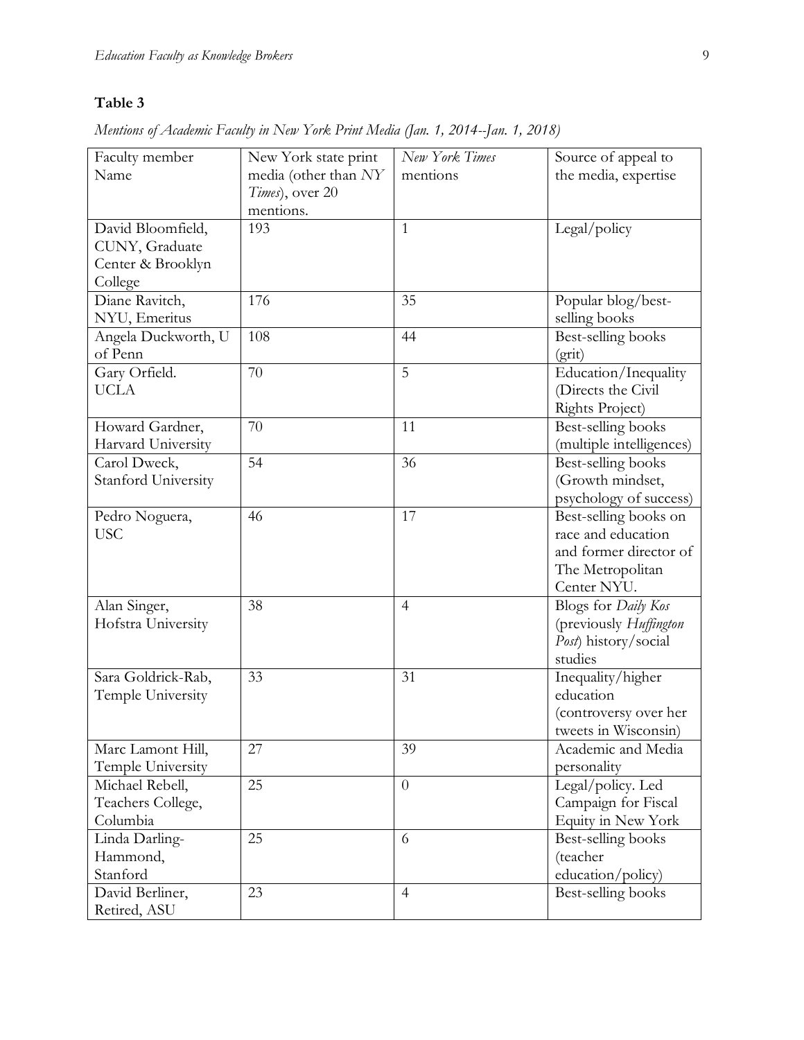**Table 3**

*Mentions of Academic Faculty in New York Print Media (Jan. 1, 2014--Jan. 1, 2018)*

| Faculty member Name | New York state print media (other than *NY Times*), over 20 mentions. | *New York Times* mentions | Source of appeal to the media, expertise |
|---|---|---|---|
| David Bloomfield, CUNY, Graduate Center & Brooklyn College | 193 | 1 | Legal/policy |
| Diane Ravitch, NYU, Emeritus | 176 | 35 | Popular blog/best-selling books |
| Angela Duckworth, U of Penn | 108 | 44 | Best-selling books (grit) |
| Gary Orfield. UCLA | 70 | 5 | Education/Inequality (Directs the Civil Rights Project) |
| Howard Gardner, Harvard University | 70 | 11 | Best-selling books (multiple intelligences) |
| Carol Dweck, Stanford University | 54 | 36 | Best-selling books (Growth mindset, psychology of success) |
| Pedro Noguera, USC | 46 | 17 | Best-selling books on race and education and former director of The Metropolitan Center NYU. |
| Alan Singer, Hofstra University | 38 | 4 | Blogs for *Daily Kos* (previously *Huffington Post*) history/social studies |
| Sara Goldrick-Rab, Temple University | 33 | 31 | Inequality/higher education (controversy over her tweets in Wisconsin) |
| Marc Lamont Hill, Temple University | 27 | 39 | Academic and Media personality |
| Michael Rebell, Teachers College, Columbia | 25 | 0 | Legal/policy. Led Campaign for Fiscal Equity in New York |
| Linda Darling-Hammond, Stanford | 25 | 6 | Best-selling books (teacher education/policy) |
| David Berliner, Retired, ASU | 23 | 4 | Best-selling books |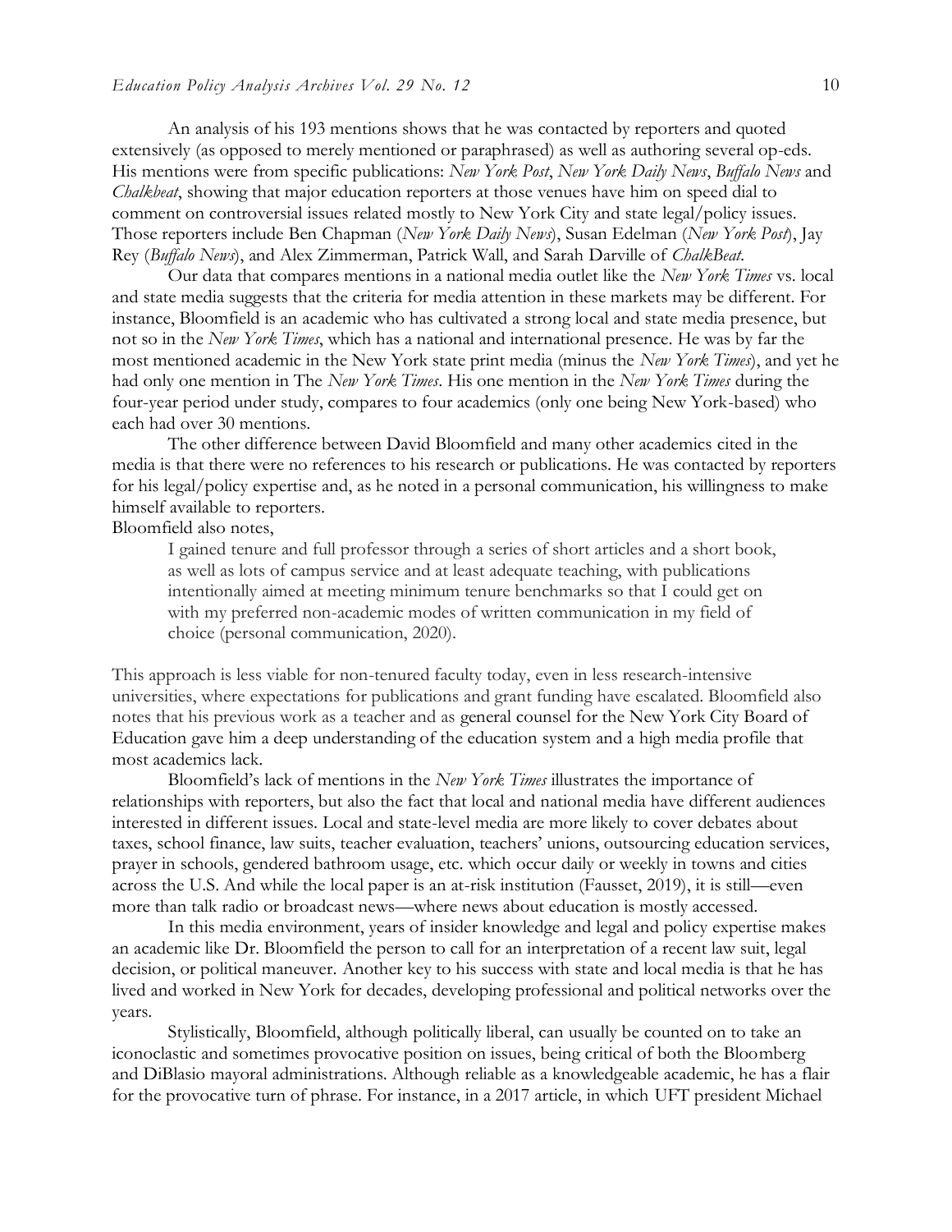An analysis of his 193 mentions shows that he was contacted by reporters and quoted extensively (as opposed to merely mentioned or paraphrased) as well as authoring several op-eds. His mentions were from specific publications: *New York Post*, *New York Daily News*, *Buffalo News* and *Chalkbeat*, showing that major education reporters at those venues have him on speed dial to comment on controversial issues related mostly to New York City and state legal/policy issues. Those reporters include Ben Chapman (*New York Daily News*), Susan Edelman (*New York Post*), Jay Rey (*Buffalo News*), and Alex Zimmerman, Patrick Wall, and Sarah Darville of *ChalkBeat*.

Our data that compares mentions in a national media outlet like the *New York Times* vs. local and state media suggests that the criteria for media attention in these markets may be different. For instance, Bloomfield is an academic who has cultivated a strong local and state media presence, but not so in the *New York Times*, which has a national and international presence. He was by far the most mentioned academic in the New York state print media (minus the *New York Times*), and yet he had only one mention in The *New York Times*. His one mention in the *New York Times* during the four-year period under study, compares to four academics (only one being New York-based) who each had over 30 mentions.

The other difference between David Bloomfield and many other academics cited in the media is that there were no references to his research or publications. He was contacted by reporters for his legal/policy expertise and, as he noted in a personal communication, his willingness to make himself available to reporters.

Bloomfield also notes,

> I gained tenure and full professor through a series of short articles and a short book, as well as lots of campus service and at least adequate teaching, with publications intentionally aimed at meeting minimum tenure benchmarks so that I could get on with my preferred non-academic modes of written communication in my field of choice (personal communication, 2020).

This approach is less viable for non-tenured faculty today, even in less research-intensive universities, where expectations for publications and grant funding have escalated. Bloomfield also notes that his previous work as a teacher and as general counsel for the New York City Board of Education gave him a deep understanding of the education system and a high media profile that most academics lack.

Bloomfield's lack of mentions in the *New York Times* illustrates the importance of relationships with reporters, but also the fact that local and national media have different audiences interested in different issues. Local and state-level media are more likely to cover debates about taxes, school finance, law suits, teacher evaluation, teachers' unions, outsourcing education services, prayer in schools, gendered bathroom usage, etc. which occur daily or weekly in towns and cities across the U.S. And while the local paper is an at-risk institution (Fausset, 2019), it is still—even more than talk radio or broadcast news—where news about education is mostly accessed.

In this media environment, years of insider knowledge and legal and policy expertise makes an academic like Dr. Bloomfield the person to call for an interpretation of a recent law suit, legal decision, or political maneuver. Another key to his success with state and local media is that he has lived and worked in New York for decades, developing professional and political networks over the years.

Stylistically, Bloomfield, although politically liberal, can usually be counted on to take an iconoclastic and sometimes provocative position on issues, being critical of both the Bloomberg and DiBlasio mayoral administrations. Although reliable as a knowledgeable academic, he has a flair for the provocative turn of phrase. For instance, in a 2017 article, in which UFT president Michael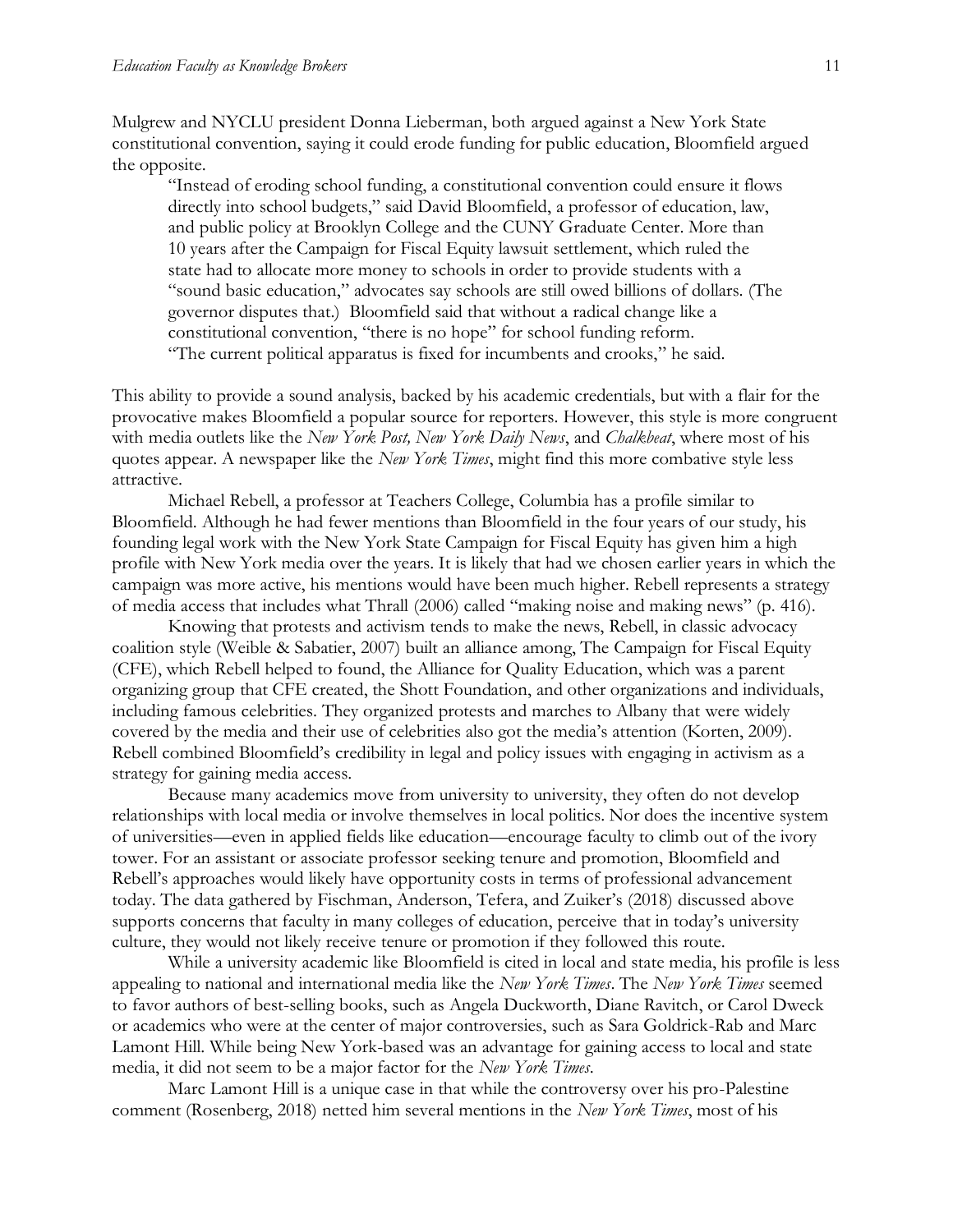Mulgrew and NYCLU president Donna Lieberman, both argued against a New York State constitutional convention, saying it could erode funding for public education, Bloomfield argued the opposite.

> "Instead of eroding school funding, a constitutional convention could ensure it flows directly into school budgets," said David Bloomfield, a professor of education, law, and public policy at Brooklyn College and the CUNY Graduate Center. More than 10 years after the Campaign for Fiscal Equity lawsuit settlement, which ruled the state had to allocate more money to schools in order to provide students with a "sound basic education," advocates say schools are still owed billions of dollars. (The governor disputes that.) Bloomfield said that without a radical change like a constitutional convention, "there is no hope" for school funding reform.
> "The current political apparatus is fixed for incumbents and crooks," he said.

This ability to provide a sound analysis, backed by his academic credentials, but with a flair for the provocative makes Bloomfield a popular source for reporters. However, this style is more congruent with media outlets like the *New York Post, New York Daily News*, and *Chalkbeat*, where most of his quotes appear. A newspaper like the *New York Times*, might find this more combative style less attractive.

Michael Rebell, a professor at Teachers College, Columbia has a profile similar to Bloomfield. Although he had fewer mentions than Bloomfield in the four years of our study, his founding legal work with the New York State Campaign for Fiscal Equity has given him a high profile with New York media over the years. It is likely that had we chosen earlier years in which the campaign was more active, his mentions would have been much higher. Rebell represents a strategy of media access that includes what Thrall (2006) called "making noise and making news" (p. 416).

Knowing that protests and activism tends to make the news, Rebell, in classic advocacy coalition style (Weible & Sabatier, 2007) built an alliance among, The Campaign for Fiscal Equity (CFE), which Rebell helped to found, the Alliance for Quality Education, which was a parent organizing group that CFE created, the Shott Foundation, and other organizations and individuals, including famous celebrities. They organized protests and marches to Albany that were widely covered by the media and their use of celebrities also got the media's attention (Korten, 2009). Rebell combined Bloomfield's credibility in legal and policy issues with engaging in activism as a strategy for gaining media access.

Because many academics move from university to university, they often do not develop relationships with local media or involve themselves in local politics. Nor does the incentive system of universities—even in applied fields like education—encourage faculty to climb out of the ivory tower. For an assistant or associate professor seeking tenure and promotion, Bloomfield and Rebell's approaches would likely have opportunity costs in terms of professional advancement today. The data gathered by Fischman, Anderson, Tefera, and Zuiker's (2018) discussed above supports concerns that faculty in many colleges of education, perceive that in today's university culture, they would not likely receive tenure or promotion if they followed this route.

While a university academic like Bloomfield is cited in local and state media, his profile is less appealing to national and international media like the *New York Times*. The *New York Times* seemed to favor authors of best-selling books, such as Angela Duckworth, Diane Ravitch, or Carol Dweck or academics who were at the center of major controversies, such as Sara Goldrick-Rab and Marc Lamont Hill. While being New York-based was an advantage for gaining access to local and state media, it did not seem to be a major factor for the *New York Times*.

Marc Lamont Hill is a unique case in that while the controversy over his pro-Palestine comment (Rosenberg, 2018) netted him several mentions in the *New York Times*, most of his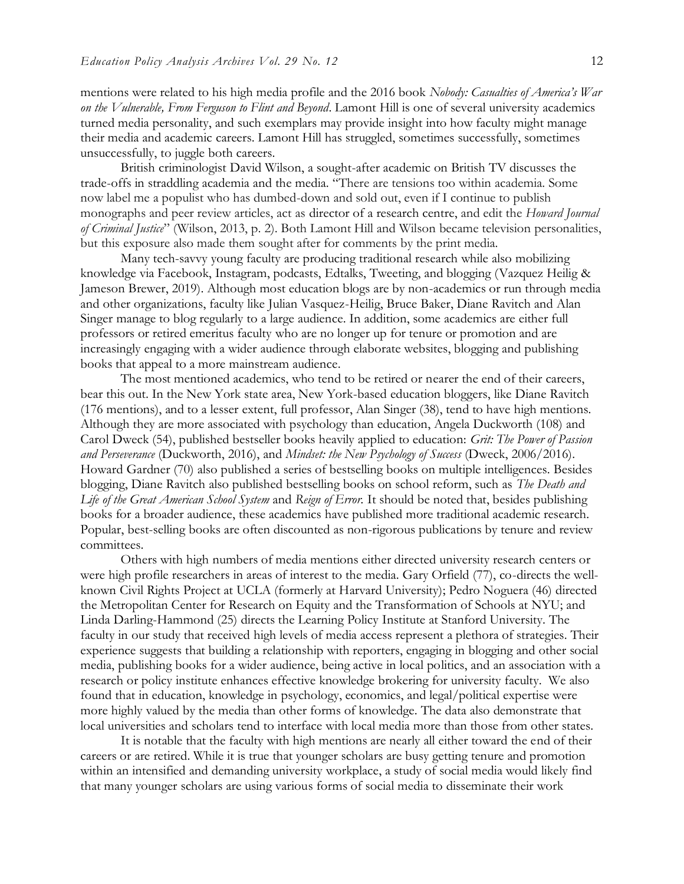mentions were related to his high media profile and the 2016 book *Nobody: Casualties of America's War on the Vulnerable, From Ferguson to Flint and Beyond*. Lamont Hill is one of several university academics turned media personality, and such exemplars may provide insight into how faculty might manage their media and academic careers. Lamont Hill has struggled, sometimes successfully, sometimes unsuccessfully, to juggle both careers.

British criminologist David Wilson, a sought-after academic on British TV discusses the trade-offs in straddling academia and the media. "There are tensions too within academia. Some now label me a populist who has dumbed-down and sold out, even if I continue to publish monographs and peer review articles, act as director of a research centre, and edit the *Howard Journal of Criminal Justice*" (Wilson, 2013, p. 2). Both Lamont Hill and Wilson became television personalities, but this exposure also made them sought after for comments by the print media.

Many tech-savvy young faculty are producing traditional research while also mobilizing knowledge via Facebook, Instagram, podcasts, Edtalks, Tweeting, and blogging (Vazquez Heilig & Jameson Brewer, 2019). Although most education blogs are by non-academics or run through media and other organizations, faculty like Julian Vasquez-Heilig, Bruce Baker, Diane Ravitch and Alan Singer manage to blog regularly to a large audience. In addition, some academics are either full professors or retired emeritus faculty who are no longer up for tenure or promotion and are increasingly engaging with a wider audience through elaborate websites, blogging and publishing books that appeal to a more mainstream audience.

The most mentioned academics, who tend to be retired or nearer the end of their careers, bear this out. In the New York state area, New York-based education bloggers, like Diane Ravitch (176 mentions), and to a lesser extent, full professor, Alan Singer (38), tend to have high mentions. Although they are more associated with psychology than education, Angela Duckworth (108) and Carol Dweck (54), published bestseller books heavily applied to education: *Grit: The Power of Passion and Perseverance* (Duckworth, 2016), and *Mindset: the New Psychology of Success* (Dweck, 2006/2016). Howard Gardner (70) also published a series of bestselling books on multiple intelligences. Besides blogging, Diane Ravitch also published bestselling books on school reform, such as *The Death and Life of the Great American School System* and *Reign of Error*. It should be noted that, besides publishing books for a broader audience, these academics have published more traditional academic research. Popular, best-selling books are often discounted as non-rigorous publications by tenure and review committees.

Others with high numbers of media mentions either directed university research centers or were high profile researchers in areas of interest to the media. Gary Orfield (77), co-directs the well-known Civil Rights Project at UCLA (formerly at Harvard University); Pedro Noguera (46) directed the Metropolitan Center for Research on Equity and the Transformation of Schools at NYU; and Linda Darling-Hammond (25) directs the Learning Policy Institute at Stanford University. The faculty in our study that received high levels of media access represent a plethora of strategies. Their experience suggests that building a relationship with reporters, engaging in blogging and other social media, publishing books for a wider audience, being active in local politics, and an association with a research or policy institute enhances effective knowledge brokering for university faculty. We also found that in education, knowledge in psychology, economics, and legal/political expertise were more highly valued by the media than other forms of knowledge. The data also demonstrate that local universities and scholars tend to interface with local media more than those from other states.

It is notable that the faculty with high mentions are nearly all either toward the end of their careers or are retired. While it is true that younger scholars are busy getting tenure and promotion within an intensified and demanding university workplace, a study of social media would likely find that many younger scholars are using various forms of social media to disseminate their work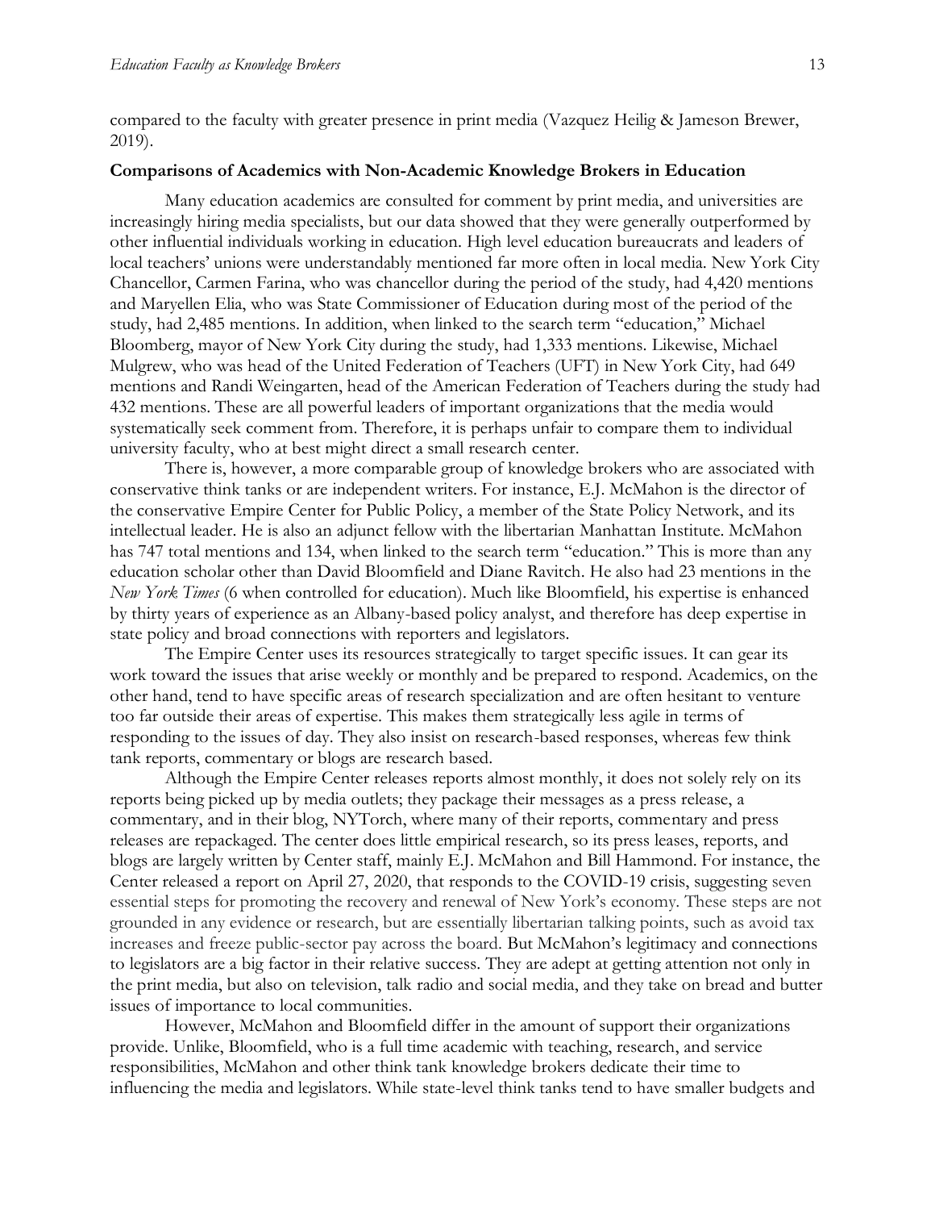compared to the faculty with greater presence in print media (Vazquez Heilig & Jameson Brewer, 2019).

### Comparisons of Academics with Non-Academic Knowledge Brokers in Education

Many education academics are consulted for comment by print media, and universities are increasingly hiring media specialists, but our data showed that they were generally outperformed by other influential individuals working in education. High level education bureaucrats and leaders of local teachers' unions were understandably mentioned far more often in local media. New York City Chancellor, Carmen Farina, who was chancellor during the period of the study, had 4,420 mentions and Maryellen Elia, who was State Commissioner of Education during most of the period of the study, had 2,485 mentions. In addition, when linked to the search term "education," Michael Bloomberg, mayor of New York City during the study, had 1,333 mentions. Likewise, Michael Mulgrew, who was head of the United Federation of Teachers (UFT) in New York City, had 649 mentions and Randi Weingarten, head of the American Federation of Teachers during the study had 432 mentions. These are all powerful leaders of important organizations that the media would systematically seek comment from. Therefore, it is perhaps unfair to compare them to individual university faculty, who at best might direct a small research center.

There is, however, a more comparable group of knowledge brokers who are associated with conservative think tanks or are independent writers. For instance, E.J. McMahon is the director of the conservative Empire Center for Public Policy, a member of the State Policy Network, and its intellectual leader. He is also an adjunct fellow with the libertarian Manhattan Institute. McMahon has 747 total mentions and 134, when linked to the search term "education." This is more than any education scholar other than David Bloomfield and Diane Ravitch. He also had 23 mentions in the *New York Times* (6 when controlled for education). Much like Bloomfield, his expertise is enhanced by thirty years of experience as an Albany-based policy analyst, and therefore has deep expertise in state policy and broad connections with reporters and legislators.

The Empire Center uses its resources strategically to target specific issues. It can gear its work toward the issues that arise weekly or monthly and be prepared to respond. Academics, on the other hand, tend to have specific areas of research specialization and are often hesitant to venture too far outside their areas of expertise. This makes them strategically less agile in terms of responding to the issues of day. They also insist on research-based responses, whereas few think tank reports, commentary or blogs are research based.

Although the Empire Center releases reports almost monthly, it does not solely rely on its reports being picked up by media outlets; they package their messages as a press release, a commentary, and in their blog, NYTorch, where many of their reports, commentary and press releases are repackaged. The center does little empirical research, so its press leases, reports, and blogs are largely written by Center staff, mainly E.J. McMahon and Bill Hammond. For instance, the Center released a report on April 27, 2020, that responds to the COVID-19 crisis, suggesting seven essential steps for promoting the recovery and renewal of New York's economy. These steps are not grounded in any evidence or research, but are essentially libertarian talking points, such as avoid tax increases and freeze public-sector pay across the board. But McMahon's legitimacy and connections to legislators are a big factor in their relative success. They are adept at getting attention not only in the print media, but also on television, talk radio and social media, and they take on bread and butter issues of importance to local communities.

However, McMahon and Bloomfield differ in the amount of support their organizations provide. Unlike, Bloomfield, who is a full time academic with teaching, research, and service responsibilities, McMahon and other think tank knowledge brokers dedicate their time to influencing the media and legislators. While state-level think tanks tend to have smaller budgets and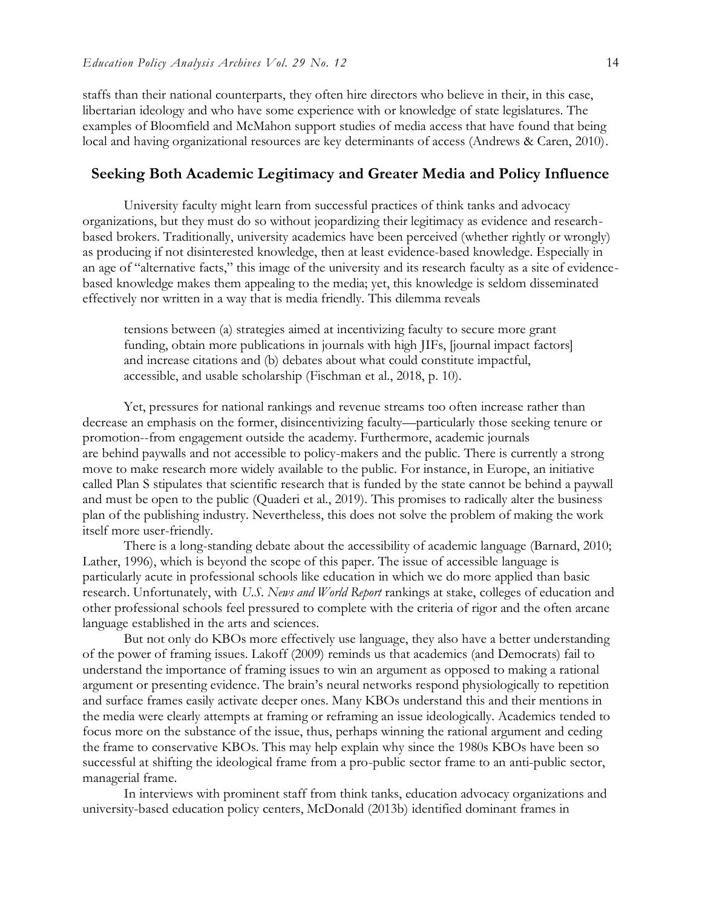staffs than their national counterparts, they often hire directors who believe in their, in this case, libertarian ideology and who have some experience with or knowledge of state legislatures. The examples of Bloomfield and McMahon support studies of media access that have found that being local and having organizational resources are key determinants of access (Andrews & Caren, 2010).

## Seeking Both Academic Legitimacy and Greater Media and Policy Influence

University faculty might learn from successful practices of think tanks and advocacy organizations, but they must do so without jeopardizing their legitimacy as evidence and research-based brokers. Traditionally, university academics have been perceived (whether rightly or wrongly) as producing if not disinterested knowledge, then at least evidence-based knowledge. Especially in an age of "alternative facts," this image of the university and its research faculty as a site of evidence-based knowledge makes them appealing to the media; yet, this knowledge is seldom disseminated effectively nor written in a way that is media friendly. This dilemma reveals

> tensions between (a) strategies aimed at incentivizing faculty to secure more grant funding, obtain more publications in journals with high JIFs, [journal impact factors] and increase citations and (b) debates about what could constitute impactful, accessible, and usable scholarship (Fischman et al., 2018, p. 10).

Yet, pressures for national rankings and revenue streams too often increase rather than decrease an emphasis on the former, disincentivizing faculty—particularly those seeking tenure or promotion--from engagement outside the academy. Furthermore, academic journals are behind paywalls and not accessible to policy-makers and the public. There is currently a strong move to make research more widely available to the public. For instance, in Europe, an initiative called Plan S stipulates that scientific research that is funded by the state cannot be behind a paywall and must be open to the public (Quaderi et al., 2019). This promises to radically alter the business plan of the publishing industry. Nevertheless, this does not solve the problem of making the work itself more user-friendly.

There is a long-standing debate about the accessibility of academic language (Barnard, 2010; Lather, 1996), which is beyond the scope of this paper. The issue of accessible language is particularly acute in professional schools like education in which we do more applied than basic research. Unfortunately, with *U.S. News and World Report* rankings at stake, colleges of education and other professional schools feel pressured to complete with the criteria of rigor and the often arcane language established in the arts and sciences.

But not only do KBOs more effectively use language, they also have a better understanding of the power of framing issues. Lakoff (2009) reminds us that academics (and Democrats) fail to understand the importance of framing issues to win an argument as opposed to making a rational argument or presenting evidence. The brain's neural networks respond physiologically to repetition and surface frames easily activate deeper ones. Many KBOs understand this and their mentions in the media were clearly attempts at framing or reframing an issue ideologically. Academics tended to focus more on the substance of the issue, thus, perhaps winning the rational argument and ceding the frame to conservative KBOs. This may help explain why since the 1980s KBOs have been so successful at shifting the ideological frame from a pro-public sector frame to an anti-public sector, managerial frame.

In interviews with prominent staff from think tanks, education advocacy organizations and university-based education policy centers, McDonald (2013b) identified dominant frames in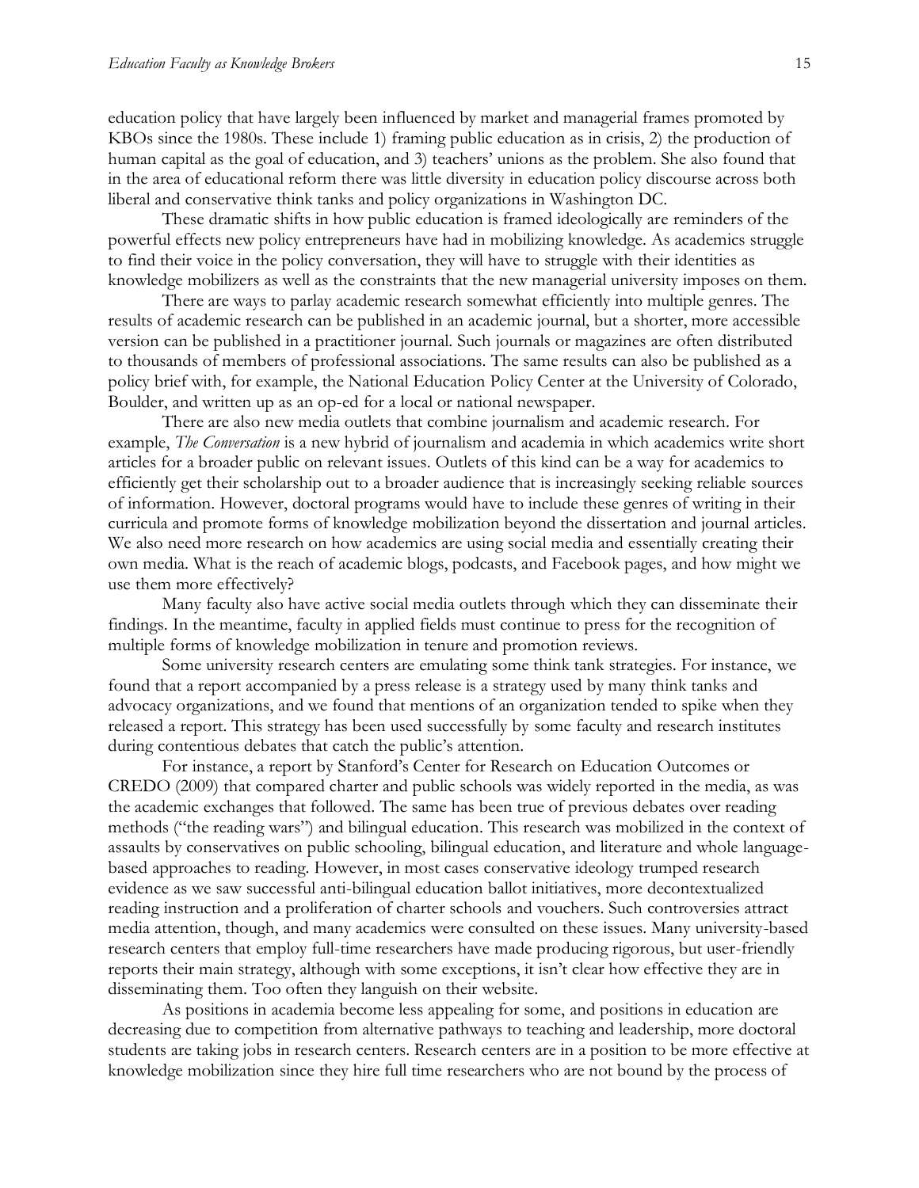education policy that have largely been influenced by market and managerial frames promoted by KBOs since the 1980s. These include 1) framing public education as in crisis, 2) the production of human capital as the goal of education, and 3) teachers' unions as the problem. She also found that in the area of educational reform there was little diversity in education policy discourse across both liberal and conservative think tanks and policy organizations in Washington DC.

These dramatic shifts in how public education is framed ideologically are reminders of the powerful effects new policy entrepreneurs have had in mobilizing knowledge. As academics struggle to find their voice in the policy conversation, they will have to struggle with their identities as knowledge mobilizers as well as the constraints that the new managerial university imposes on them.

There are ways to parlay academic research somewhat efficiently into multiple genres. The results of academic research can be published in an academic journal, but a shorter, more accessible version can be published in a practitioner journal. Such journals or magazines are often distributed to thousands of members of professional associations. The same results can also be published as a policy brief with, for example, the National Education Policy Center at the University of Colorado, Boulder, and written up as an op-ed for a local or national newspaper.

There are also new media outlets that combine journalism and academic research. For example, *The Conversation* is a new hybrid of journalism and academia in which academics write short articles for a broader public on relevant issues. Outlets of this kind can be a way for academics to efficiently get their scholarship out to a broader audience that is increasingly seeking reliable sources of information. However, doctoral programs would have to include these genres of writing in their curricula and promote forms of knowledge mobilization beyond the dissertation and journal articles. We also need more research on how academics are using social media and essentially creating their own media. What is the reach of academic blogs, podcasts, and Facebook pages, and how might we use them more effectively?

Many faculty also have active social media outlets through which they can disseminate their findings. In the meantime, faculty in applied fields must continue to press for the recognition of multiple forms of knowledge mobilization in tenure and promotion reviews.

Some university research centers are emulating some think tank strategies. For instance, we found that a report accompanied by a press release is a strategy used by many think tanks and advocacy organizations, and we found that mentions of an organization tended to spike when they released a report. This strategy has been used successfully by some faculty and research institutes during contentious debates that catch the public's attention.

For instance, a report by Stanford's Center for Research on Education Outcomes or CREDO (2009) that compared charter and public schools was widely reported in the media, as was the academic exchanges that followed. The same has been true of previous debates over reading methods ("the reading wars") and bilingual education. This research was mobilized in the context of assaults by conservatives on public schooling, bilingual education, and literature and whole language-based approaches to reading. However, in most cases conservative ideology trumped research evidence as we saw successful anti-bilingual education ballot initiatives, more decontextualized reading instruction and a proliferation of charter schools and vouchers. Such controversies attract media attention, though, and many academics were consulted on these issues. Many university-based research centers that employ full-time researchers have made producing rigorous, but user-friendly reports their main strategy, although with some exceptions, it isn't clear how effective they are in disseminating them. Too often they languish on their website.

As positions in academia become less appealing for some, and positions in education are decreasing due to competition from alternative pathways to teaching and leadership, more doctoral students are taking jobs in research centers. Research centers are in a position to be more effective at knowledge mobilization since they hire full time researchers who are not bound by the process of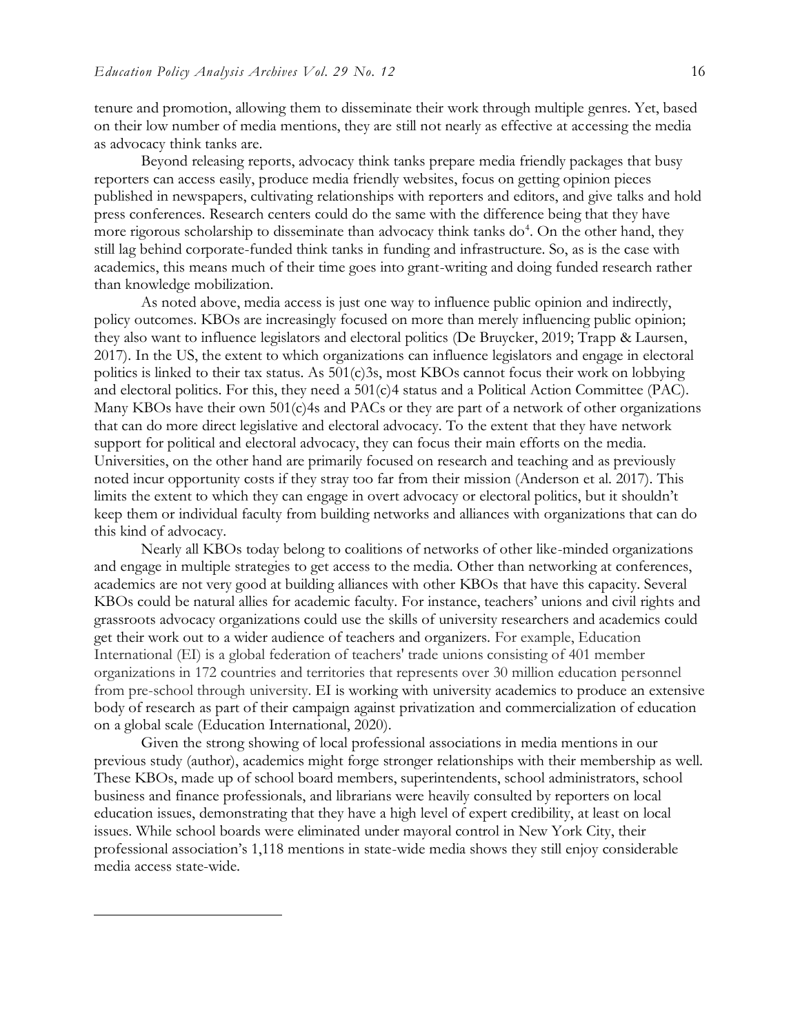tenure and promotion, allowing them to disseminate their work through multiple genres. Yet, based on their low number of media mentions, they are still not nearly as effective at accessing the media as advocacy think tanks are.

Beyond releasing reports, advocacy think tanks prepare media friendly packages that busy reporters can access easily, produce media friendly websites, focus on getting opinion pieces published in newspapers, cultivating relationships with reporters and editors, and give talks and hold press conferences. Research centers could do the same with the difference being that they have more rigorous scholarship to disseminate than advocacy think tanks do[4]. On the other hand, they still lag behind corporate-funded think tanks in funding and infrastructure. So, as is the case with academics, this means much of their time goes into grant-writing and doing funded research rather than knowledge mobilization.

As noted above, media access is just one way to influence public opinion and indirectly, policy outcomes. KBOs are increasingly focused on more than merely influencing public opinion; they also want to influence legislators and electoral politics (De Bruycker, 2019; Trapp & Laursen, 2017). In the US, the extent to which organizations can influence legislators and engage in electoral politics is linked to their tax status. As 501(c)3s, most KBOs cannot focus their work on lobbying and electoral politics. For this, they need a 501(c)4 status and a Political Action Committee (PAC). Many KBOs have their own 501(c)4s and PACs or they are part of a network of other organizations that can do more direct legislative and electoral advocacy. To the extent that they have network support for political and electoral advocacy, they can focus their main efforts on the media. Universities, on the other hand are primarily focused on research and teaching and as previously noted incur opportunity costs if they stray too far from their mission (Anderson et al. 2017). This limits the extent to which they can engage in overt advocacy or electoral politics, but it shouldn't keep them or individual faculty from building networks and alliances with organizations that can do this kind of advocacy.

Nearly all KBOs today belong to coalitions of networks of other like-minded organizations and engage in multiple strategies to get access to the media. Other than networking at conferences, academics are not very good at building alliances with other KBOs that have this capacity. Several KBOs could be natural allies for academic faculty. For instance, teachers' unions and civil rights and grassroots advocacy organizations could use the skills of university researchers and academics could get their work out to a wider audience of teachers and organizers. For example, Education International (EI) is a global federation of teachers' trade unions consisting of 401 member organizations in 172 countries and territories that represents over 30 million education personnel from pre-school through university. EI is working with university academics to produce an extensive body of research as part of their campaign against privatization and commercialization of education on a global scale (Education International, 2020).

Given the strong showing of local professional associations in media mentions in our previous study (author), academics might forge stronger relationships with their membership as well. These KBOs, made up of school board members, superintendents, school administrators, school business and finance professionals, and librarians were heavily consulted by reporters on local education issues, demonstrating that they have a high level of expert credibility, at least on local issues. While school boards were eliminated under mayoral control in New York City, their professional association's 1,118 mentions in state-wide media shows they still enjoy considerable media access state-wide.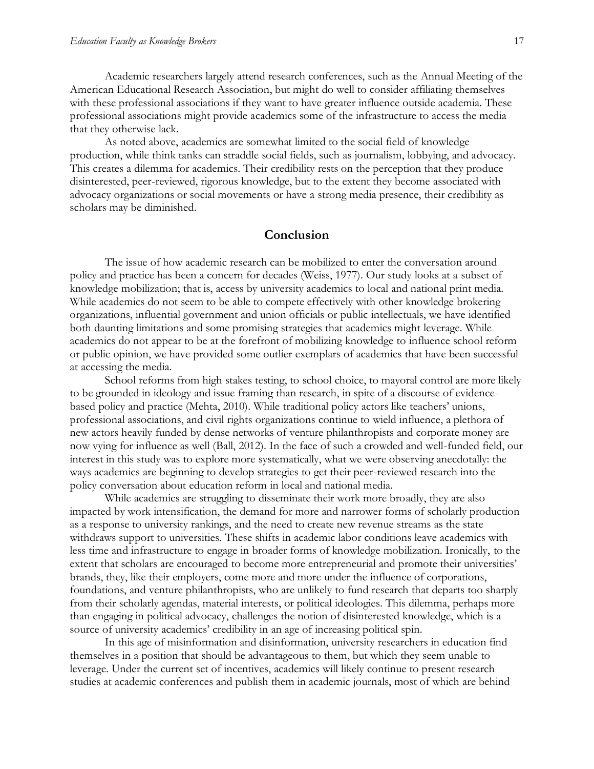Academic researchers largely attend research conferences, such as the Annual Meeting of the American Educational Research Association, but might do well to consider affiliating themselves with these professional associations if they want to have greater influence outside academia. These professional associations might provide academics some of the infrastructure to access the media that they otherwise lack.

As noted above, academics are somewhat limited to the social field of knowledge production, while think tanks can straddle social fields, such as journalism, lobbying, and advocacy. This creates a dilemma for academics. Their credibility rests on the perception that they produce disinterested, peer-reviewed, rigorous knowledge, but to the extent they become associated with advocacy organizations or social movements or have a strong media presence, their credibility as scholars may be diminished.

## Conclusion

The issue of how academic research can be mobilized to enter the conversation around policy and practice has been a concern for decades (Weiss, 1977). Our study looks at a subset of knowledge mobilization; that is, access by university academics to local and national print media. While academics do not seem to be able to compete effectively with other knowledge brokering organizations, influential government and union officials or public intellectuals, we have identified both daunting limitations and some promising strategies that academics might leverage. While academics do not appear to be at the forefront of mobilizing knowledge to influence school reform or public opinion, we have provided some outlier exemplars of academics that have been successful at accessing the media.

School reforms from high stakes testing, to school choice, to mayoral control are more likely to be grounded in ideology and issue framing than research, in spite of a discourse of evidence-based policy and practice (Mehta, 2010). While traditional policy actors like teachers' unions, professional associations, and civil rights organizations continue to wield influence, a plethora of new actors heavily funded by dense networks of venture philanthropists and corporate money are now vying for influence as well (Ball, 2012). In the face of such a crowded and well-funded field, our interest in this study was to explore more systematically, what we were observing anecdotally: the ways academics are beginning to develop strategies to get their peer-reviewed research into the policy conversation about education reform in local and national media.

While academics are struggling to disseminate their work more broadly, they are also impacted by work intensification, the demand for more and narrower forms of scholarly production as a response to university rankings, and the need to create new revenue streams as the state withdraws support to universities. These shifts in academic labor conditions leave academics with less time and infrastructure to engage in broader forms of knowledge mobilization. Ironically, to the extent that scholars are encouraged to become more entrepreneurial and promote their universities' brands, they, like their employers, come more and more under the influence of corporations, foundations, and venture philanthropists, who are unlikely to fund research that departs too sharply from their scholarly agendas, material interests, or political ideologies. This dilemma, perhaps more than engaging in political advocacy, challenges the notion of disinterested knowledge, which is a source of university academics' credibility in an age of increasing political spin.

In this age of misinformation and disinformation, university researchers in education find themselves in a position that should be advantageous to them, but which they seem unable to leverage. Under the current set of incentives, academics will likely continue to present research studies at academic conferences and publish them in academic journals, most of which are behind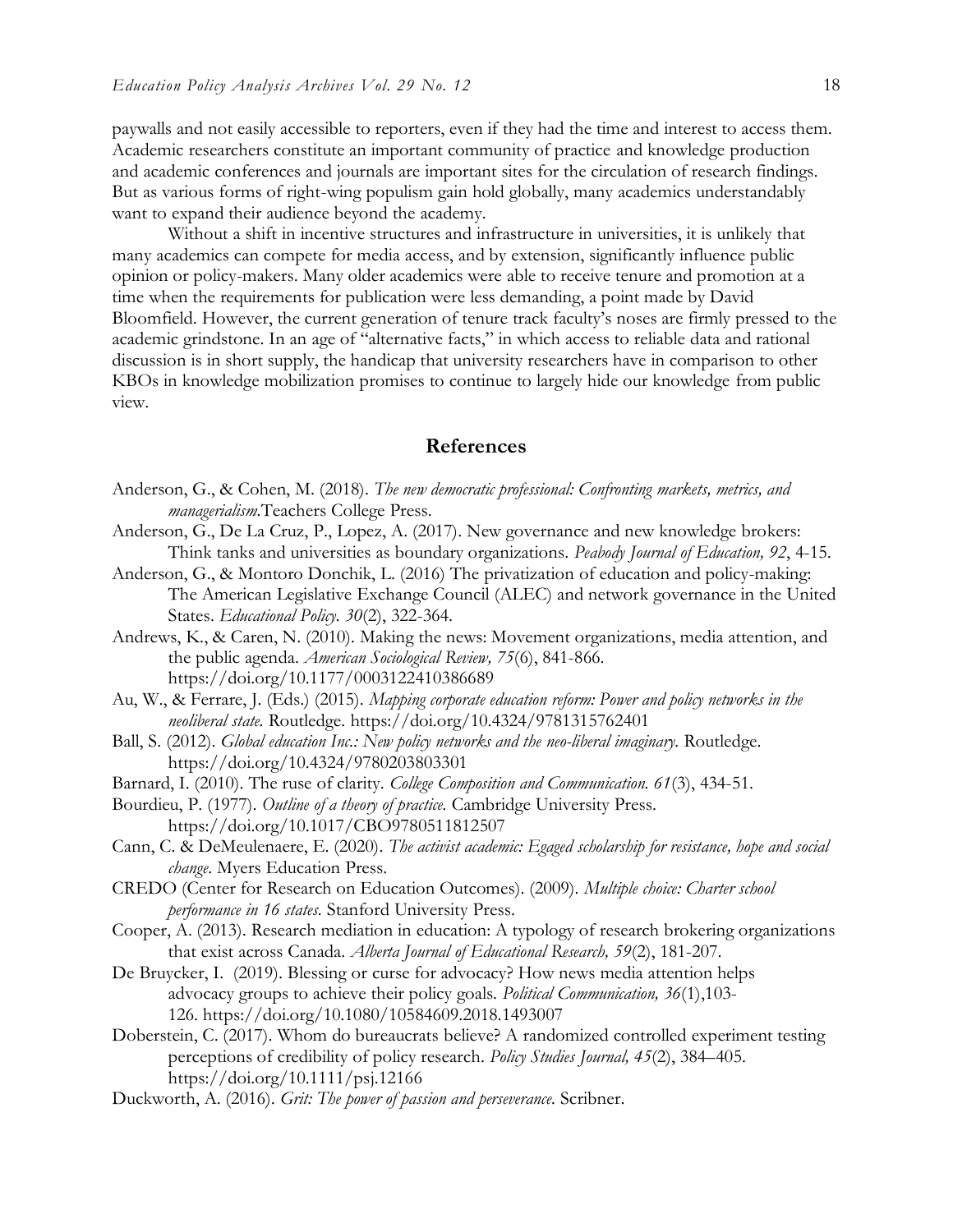paywalls and not easily accessible to reporters, even if they had the time and interest to access them. Academic researchers constitute an important community of practice and knowledge production and academic conferences and journals are important sites for the circulation of research findings. But as various forms of right-wing populism gain hold globally, many academics understandably want to expand their audience beyond the academy.

Without a shift in incentive structures and infrastructure in universities, it is unlikely that many academics can compete for media access, and by extension, significantly influence public opinion or policy-makers. Many older academics were able to receive tenure and promotion at a time when the requirements for publication were less demanding, a point made by David Bloomfield. However, the current generation of tenure track faculty's noses are firmly pressed to the academic grindstone. In an age of "alternative facts," in which access to reliable data and rational discussion is in short supply, the handicap that university researchers have in comparison to other KBOs in knowledge mobilization promises to continue to largely hide our knowledge from public view.

## References

Anderson, G., & Cohen, M. (2018). *The new democratic professional: Confronting markets, metrics, and managerialism.*Teachers College Press.

Anderson, G., De La Cruz, P., Lopez, A. (2017). New governance and new knowledge brokers: Think tanks and universities as boundary organizations. *Peabody Journal of Education, 92*, 4-15.

Anderson, G., & Montoro Donchik, L. (2016) The privatization of education and policy-making: The American Legislative Exchange Council (ALEC) and network governance in the United States. *Educational Policy. 30*(2), 322-364.

Andrews, K., & Caren, N. (2010). Making the news: Movement organizations, media attention, and the public agenda. *American Sociological Review, 75*(6), 841-866. https://doi.org/10.1177/0003122410386689

Au, W., & Ferrare, J. (Eds.) (2015). *Mapping corporate education reform: Power and policy networks in the neoliberal state.* Routledge. https://doi.org/10.4324/9781315762401

Ball, S. (2012). *Global education Inc.: New policy networks and the neo-liberal imaginary.* Routledge. https://doi.org/10.4324/9780203803301

Barnard, I. (2010). The ruse of clarity. *College Composition and Communication. 61*(3), 434-51.

Bourdieu, P. (1977). *Outline of a theory of practice.* Cambridge University Press. https://doi.org/10.1017/CBO9780511812507

Cann, C. & DeMeulenaere, E. (2020). *The activist academic: Egaged scholarship for resistance, hope and social change*. Myers Education Press.

CREDO (Center for Research on Education Outcomes). (2009). *Multiple choice: Charter school performance in 16 states.* Stanford University Press.

Cooper, A. (2013). Research mediation in education: A typology of research brokering organizations that exist across Canada. *Alberta Journal of Educational Research, 59*(2), 181-207.

De Bruycker, I. (2019). Blessing or curse for advocacy? How news media attention helps advocacy groups to achieve their policy goals. *Political Communication, 36*(1),103-126. https://doi.org/10.1080/10584609.2018.1493007

Doberstein, C. (2017). Whom do bureaucrats believe? A randomized controlled experiment testing perceptions of credibility of policy research. *Policy Studies Journal, 45*(2), 384–405. https://doi.org/10.1111/psj.12166

Duckworth, A. (2016). *Grit: The power of passion and perseverance.* Scribner.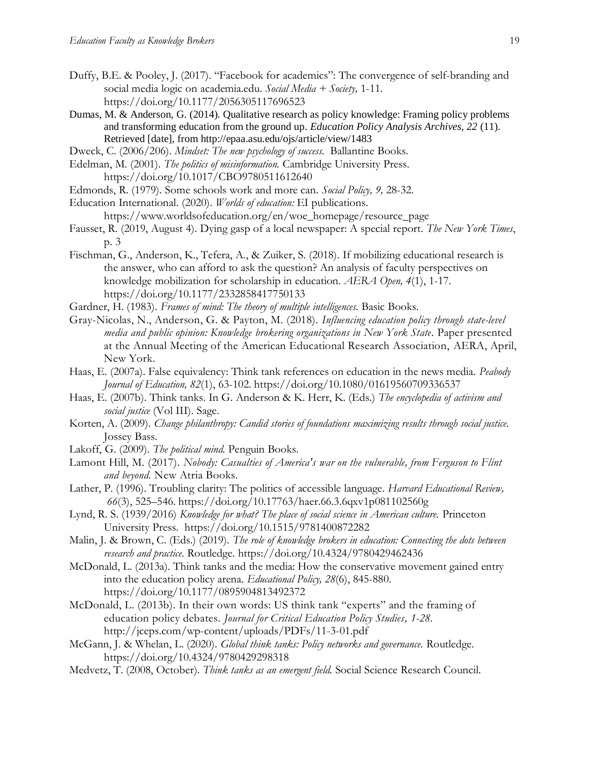Duffy, B.E. & Pooley, J. (2017). "Facebook for academics": The convergence of self-branding and social media logic on academia.edu. *Social Media + Society,* 1-11. https://doi.org/10.1177/2056305117696523

Dumas, M. & Anderson, G. (2014). Qualitative research as policy knowledge: Framing policy problems and transforming education from the ground up. *Education Policy Analysis Archives, 22* (11). Retrieved [date], from http://epaa.asu.edu/ojs/article/view/1483

Dweck, C. (2006/206). *Mindset: The new psychology of success.* Ballantine Books.

Edelman, M. (2001). *The politics of misinformation.* Cambridge University Press. https://doi.org/10.1017/CBO9780511612640

Edmonds, R. (1979). Some schools work and more can. *Social Policy, 9,* 28-32.

Education International. (2020). *Worlds of education:* EI publications. https://www.worldsofeducation.org/en/woe_homepage/resource_page

Fausset, R. (2019, August 4). Dying gasp of a local newspaper: A special report. *The New York Times*, p. 3

Fischman, G., Anderson, K., Tefera, A., & Zuiker, S. (2018). If mobilizing educational research is the answer, who can afford to ask the question? An analysis of faculty perspectives on knowledge mobilization for scholarship in education. *AERA Open, 4*(1), 1-17. https://doi.org/10.1177/2332858417750133

Gardner, H. (1983). *Frames of mind: The theory of multiple intelligences.* Basic Books.

Gray-Nicolas, N., Anderson, G. & Payton, M. (2018). *Influencing education policy through state-level media and public opinion: Knowledge brokering organizations in New York State*. Paper presented at the Annual Meeting of the American Educational Research Association, AERA, April, New York.

Haas, E. (2007a). False equivalency: Think tank references on education in the news media. *Peabody Journal of Education, 82*(1), 63-102. https://doi.org/10.1080/01619560709336537

Haas, E. (2007b). Think tanks. In G. Anderson & K. Herr, K. (Eds.) *The encyclopedia of activism and social justice* (Vol III). Sage.

Korten, A. (2009). *Change philanthropy: Candid stories of foundations maximizing results through social justice.* Jossey Bass.

Lakoff, G. (2009). *The political mind.* Penguin Books.

Lamont Hill, M. (2017). *Nobody: Casualties of America's war on the vulnerable, from Ferguson to Flint and beyond.* New Atria Books.

Lather, P. (1996). Troubling clarity: The politics of accessible language. *Harvard Educational Review, 66*(3), 525–546. https://doi.org/10.17763/haer.66.3.6qxv1p081102560g

Lynd, R. S. (1939/2016) *Knowledge for what? The place of social science in American culture.* Princeton University Press. https://doi.org/10.1515/9781400872282

Malin, J. & Brown, C. (Eds.) (2019). *The role of knowledge brokers in education: Connecting the dots between research and practice.* Routledge. https://doi.org/10.4324/9780429462436

McDonald, L. (2013a). Think tanks and the media: How the conservative movement gained entry into the education policy arena. *Educational Policy, 28*(6), 845-880. https://doi.org/10.1177/0895904813492372

McDonald, L. (2013b). In their own words: US think tank "experts" and the framing of education policy debates. *Journal for Critical Education Policy Studies, 1-28*. http://jceps.com/wp-content/uploads/PDFs/11-3-01.pdf

McGann, J. & Whelan, L. (2020). *Global think tanks: Policy networks and governance.* Routledge. https://doi.org/10.4324/9780429298318

Medvetz, T. (2008, October). *Think tanks as an emergent field.* Social Science Research Council.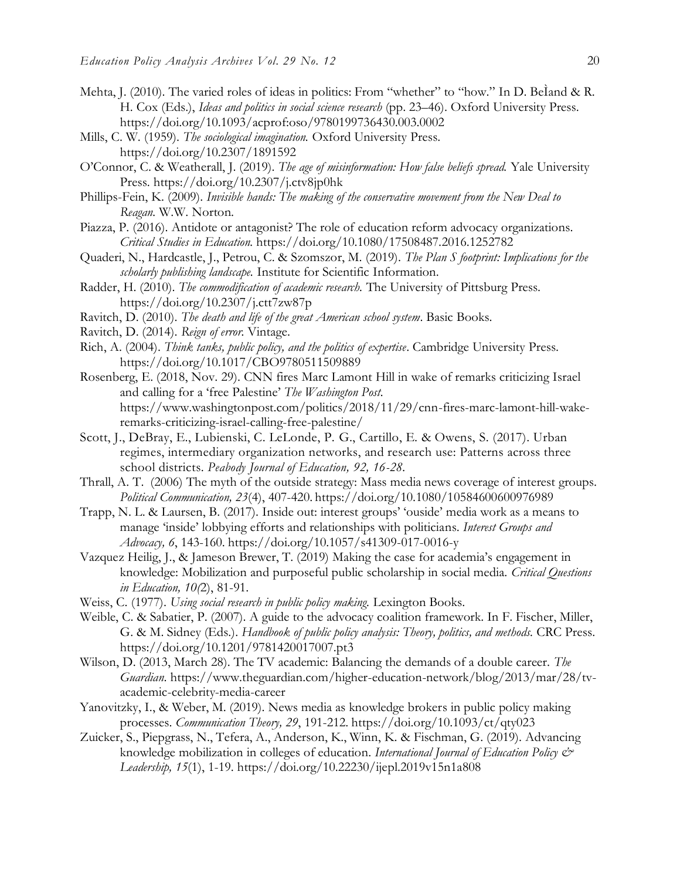Mehta, J. (2010). The varied roles of ideas in politics: From "whether" to "how." In D. BeÌand & R. H. Cox (Eds.), *Ideas and politics in social science research* (pp. 23–46). Oxford University Press. https://doi.org/10.1093/acprof:oso/9780199736430.003.0002

Mills, C. W. (1959). *The sociological imagination.* Oxford University Press. https://doi.org/10.2307/1891592

O'Connor, C. & Weatherall, J. (2019). *The age of misinformation: How false beliefs spread.* Yale University Press. https://doi.org/10.2307/j.ctv8jp0hk

Phillips-Fein, K. (2009). *Invisible hands: The making of the conservative movement from the New Deal to Reagan.* W.W. Norton.

Piazza, P. (2016). Antidote or antagonist? The role of education reform advocacy organizations. *Critical Studies in Education.* https://doi.org/10.1080/17508487.2016.1252782

Quaderi, N., Hardcastle, J., Petrou, C. & Szomszor, M. (2019). *The Plan S footprint: Implications for the scholarly publishing landscape.* Institute for Scientific Information.

Radder, H. (2010). *The commodification of academic research.* The University of Pittsburg Press. https://doi.org/10.2307/j.ctt7zw87p

Ravitch, D. (2010). *The death and life of the great American school system*. Basic Books.

Ravitch, D. (2014). *Reign of error.* Vintage.

Rich, A. (2004). *Think tanks, public policy, and the politics of expertise*. Cambridge University Press. https://doi.org/10.1017/CBO9780511509889

Rosenberg, E. (2018, Nov. 29). CNN fires Marc Lamont Hill in wake of remarks criticizing Israel and calling for a 'free Palestine' *The Washington Post.* https://www.washingtonpost.com/politics/2018/11/29/cnn-fires-marc-lamont-hill-wake-remarks-criticizing-israel-calling-free-palestine/

Scott, J., DeBray, E., Lubienski, C. LeLonde, P. G., Cartillo, E. & Owens, S. (2017). Urban regimes, intermediary organization networks, and research use: Patterns across three school districts. *Peabody Journal of Education, 92, 16-28.*

Thrall, A. T. (2006) The myth of the outside strategy: Mass media news coverage of interest groups. *Political Communication, 23*(4), 407-420. https://doi.org/10.1080/10584600600976989

Trapp, N. L. & Laursen, B. (2017). Inside out: interest groups' 'ouside' media work as a means to manage 'inside' lobbying efforts and relationships with politicians. *Interest Groups and Advocacy, 6*, 143-160. https://doi.org/10.1057/s41309-017-0016-y

Vazquez Heilig, J., & Jameson Brewer, T. (2019) Making the case for academia's engagement in knowledge: Mobilization and purposeful public scholarship in social media. *Critical Questions in Education, 10(*2), 81-91.

Weiss, C. (1977). *Using social research in public policy making.* Lexington Books.

Weible, C. & Sabatier, P. (2007). A guide to the advocacy coalition framework. In F. Fischer, Miller, G. & M. Sidney (Eds.). *Handbook of public policy analysis: Theory, politics, and methods.* CRC Press. https://doi.org/10.1201/9781420017007.pt3

Wilson, D. (2013, March 28). The TV academic: Balancing the demands of a double career. *The Guardian.* https://www.theguardian.com/higher-education-network/blog/2013/mar/28/tv-academic-celebrity-media-career

Yanovitzky, I., & Weber, M. (2019). News media as knowledge brokers in public policy making processes. *Communication Theory, 29*, 191-212. https://doi.org/10.1093/ct/qty023

Zuicker, S., Piepgrass, N., Tefera, A., Anderson, K., Winn, K. & Fischman, G. (2019). Advancing knowledge mobilization in colleges of education. *International Journal of Education Policy & Leadership, 15*(1), 1-19. https://doi.org/10.22230/ijepl.2019v15n1a808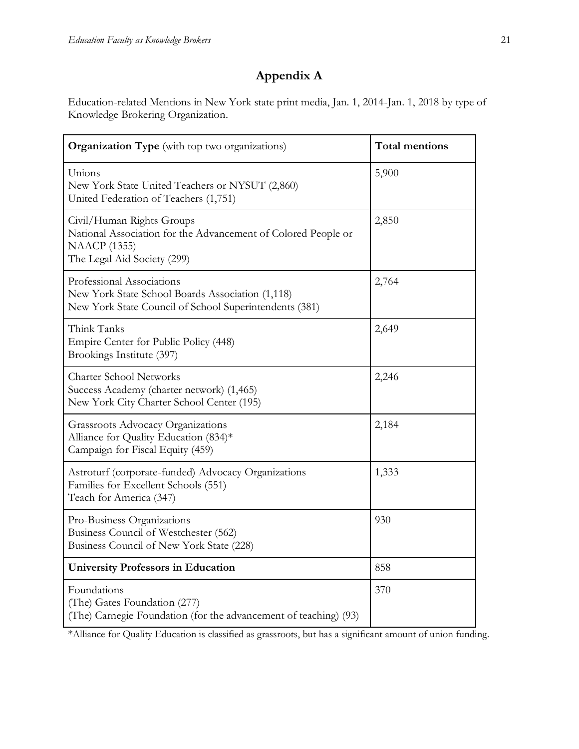# Appendix A

Education-related Mentions in New York state print media, Jan. 1, 2014-Jan. 1, 2018 by type of Knowledge Brokering Organization.

| **Organization Type** (with top two organizations) | **Total mentions** |
|---|---|
| Unions<br>New York State United Teachers or NYSUT (2,860)<br>United Federation of Teachers (1,751) | 5,900 |
| Civil/Human Rights Groups<br>National Association for the Advancement of Colored People or NAACP (1355)<br>The Legal Aid Society (299) | 2,850 |
| Professional Associations<br>New York State School Boards Association (1,118)<br>New York State Council of School Superintendents (381) | 2,764 |
| Think Tanks<br>Empire Center for Public Policy (448)<br>Brookings Institute (397) | 2,649 |
| Charter School Networks<br>Success Academy (charter network) (1,465)<br>New York City Charter School Center (195) | 2,246 |
| Grassroots Advocacy Organizations<br>Alliance for Quality Education (834)*<br>Campaign for Fiscal Equity (459) | 2,184 |
| Astroturf (corporate-funded) Advocacy Organizations<br>Families for Excellent Schools (551)<br>Teach for America (347) | 1,333 |
| Pro-Business Organizations<br>Business Council of Westchester (562)<br>Business Council of New York State (228) | 930 |
| **University Professors in Education** | 858 |
| Foundations<br>(The) Gates Foundation (277)<br>(The) Carnegie Foundation (for the advancement of teaching) (93) | 370 |

*Alliance for Quality Education is classified as grassroots, but has a significant amount of union funding.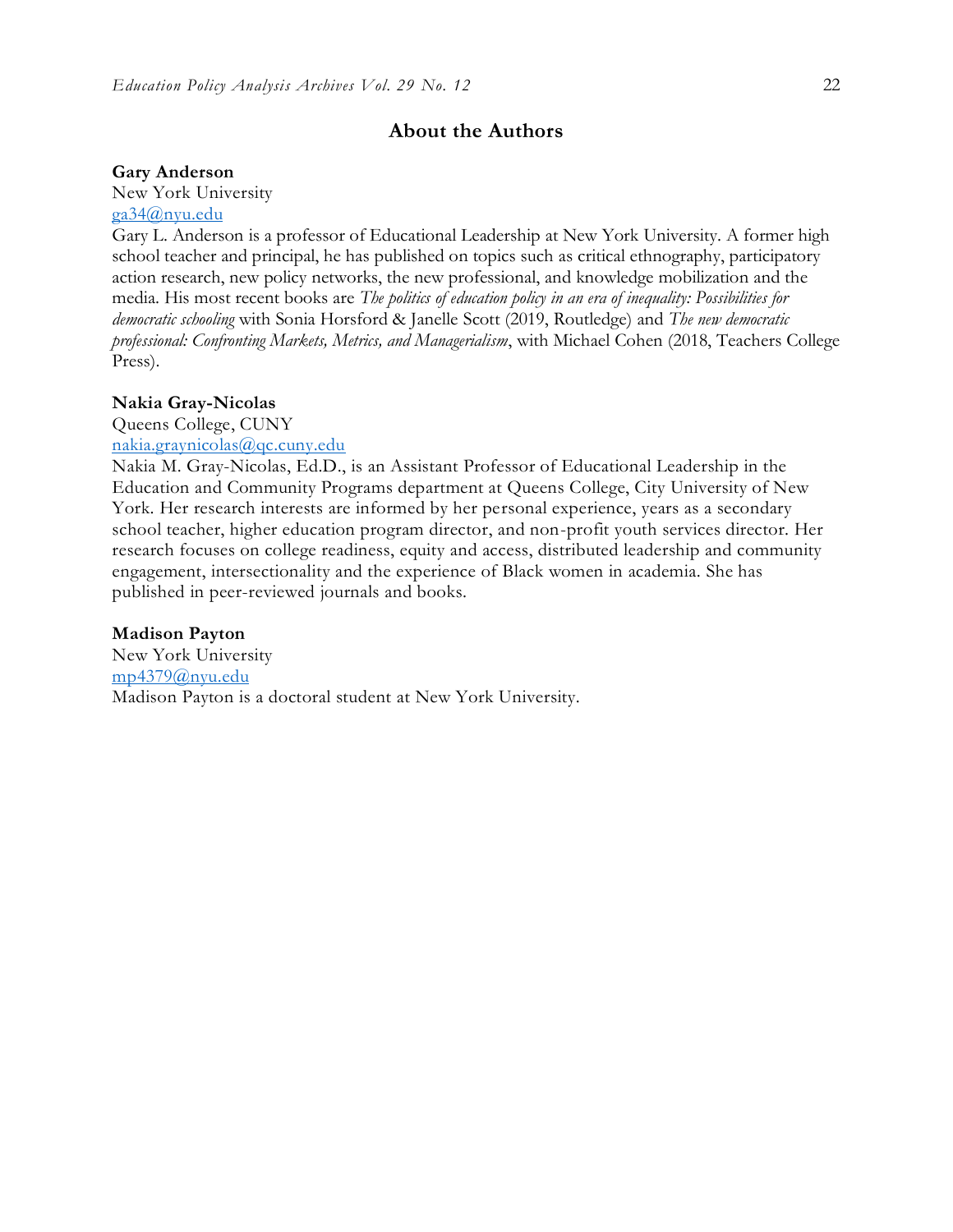## About the Authors

**Gary Anderson**
New York University
ga34@nyu.edu
Gary L. Anderson is a professor of Educational Leadership at New York University. A former high school teacher and principal, he has published on topics such as critical ethnography, participatory action research, new policy networks, the new professional, and knowledge mobilization and the media. His most recent books are *The politics of education policy in an era of inequality: Possibilities for democratic schooling* with Sonia Horsford & Janelle Scott (2019, Routledge) and *The new democratic professional: Confronting Markets, Metrics, and Managerialism*, with Michael Cohen (2018, Teachers College Press).

**Nakia Gray-Nicolas**
Queens College, CUNY
nakia.graynicolas@qc.cuny.edu
Nakia M. Gray-Nicolas, Ed.D., is an Assistant Professor of Educational Leadership in the Education and Community Programs department at Queens College, City University of New York. Her research interests are informed by her personal experience, years as a secondary school teacher, higher education program director, and non-profit youth services director. Her research focuses on college readiness, equity and access, distributed leadership and community engagement, intersectionality and the experience of Black women in academia. She has published in peer-reviewed journals and books.

**Madison Payton**
New York University
mp4379@nyu.edu
Madison Payton is a doctoral student at New York University.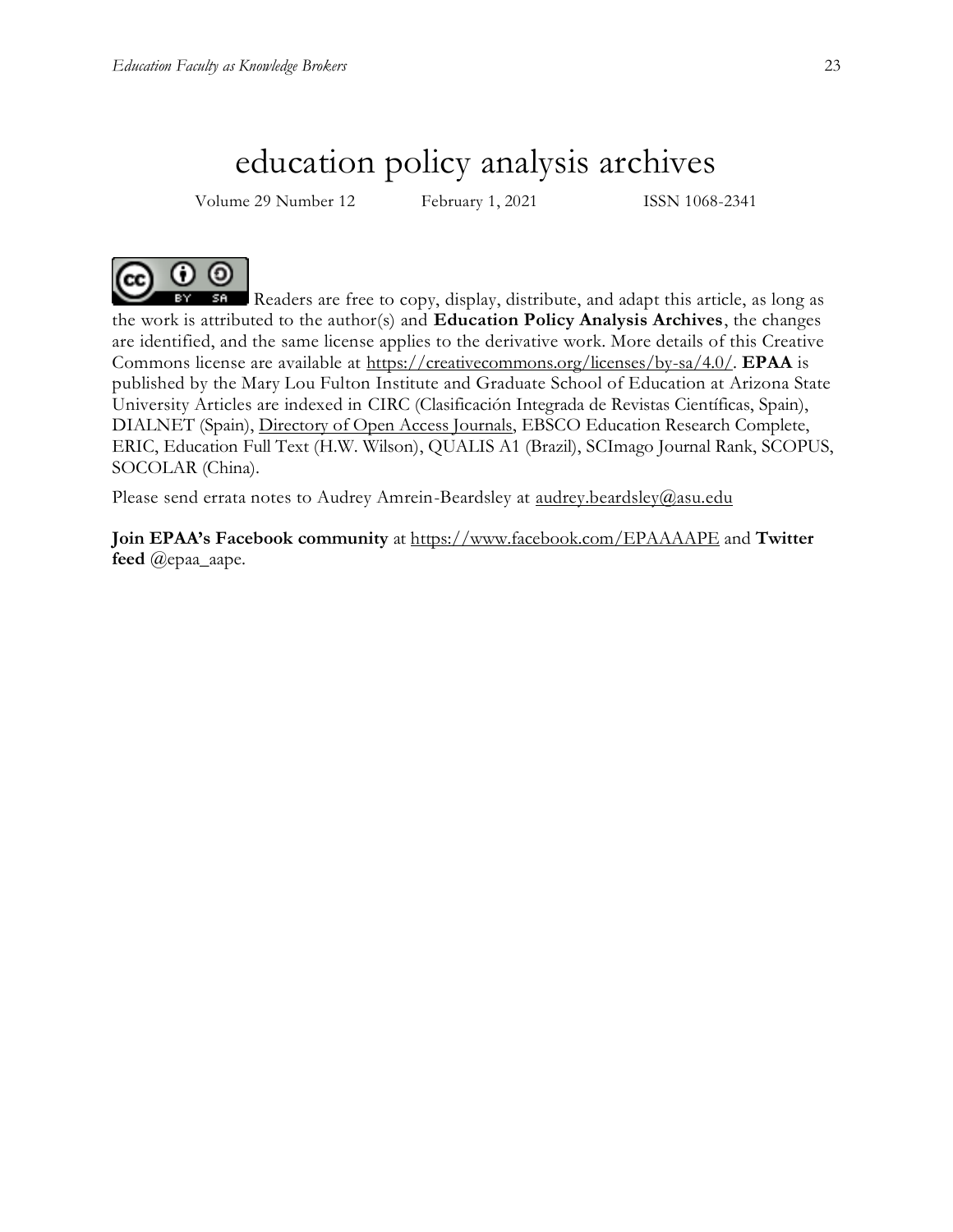# education policy analysis archives

Volume 29 Number 12 February 1, 2021 ISSN 1068-2341

Readers are free to copy, display, distribute, and adapt this article, as long as the work is attributed to the author(s) and **Education Policy Analysis Archives**, the changes are identified, and the same license applies to the derivative work. More details of this Creative Commons license are available at https://creativecommons.org/licenses/by-sa/4.0/. **EPAA** is published by the Mary Lou Fulton Institute and Graduate School of Education at Arizona State University Articles are indexed in CIRC (Clasificación Integrada de Revistas Científicas, Spain), DIALNET (Spain), Directory of Open Access Journals, EBSCO Education Research Complete, ERIC, Education Full Text (H.W. Wilson), QUALIS A1 (Brazil), SCImago Journal Rank, SCOPUS, SOCOLAR (China).

Please send errata notes to Audrey Amrein-Beardsley at audrey.beardsley@asu.edu

**Join EPAA's Facebook community** at https://www.facebook.com/EPAAAAPE and **Twitter feed** @epaa_aape.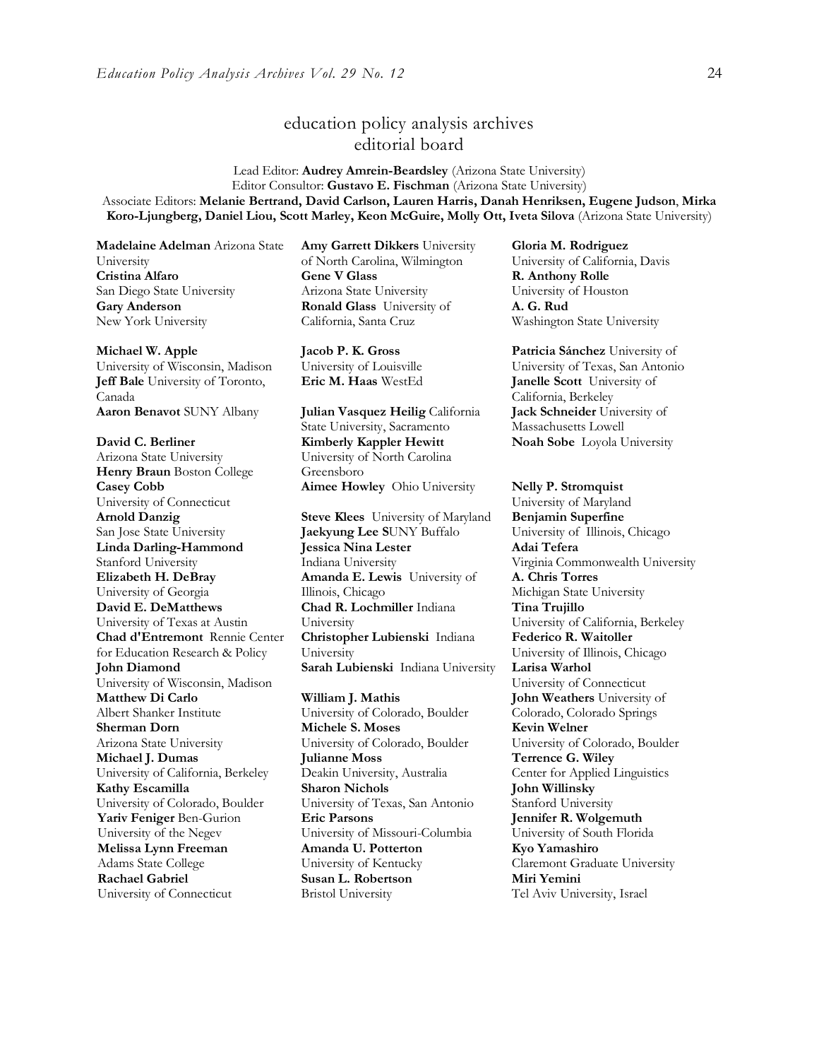# education policy analysis archives
## editorial board

Lead Editor: **Audrey Amrein-Beardsley** (Arizona State University)
Editor Consultor: **Gustavo E. Fischman** (Arizona State University)
Associate Editors: **Melanie Bertrand, David Carlson, Lauren Harris, Danah Henriksen, Eugene Judson**, **Mirka Koro-Ljungberg, Daniel Liou, Scott Marley, Keon McGuire, Molly Ott, Iveta Silova** (Arizona State University)

**Madelaine Adelman** Arizona State University
**Cristina Alfaro** San Diego State University
**Gary Anderson** New York University

**Michael W. Apple** University of Wisconsin, Madison
**Jeff Bale** University of Toronto, Canada
**Aaron Benavot** SUNY Albany

**David C. Berliner** Arizona State University
**Henry Braun** Boston College
**Casey Cobb** University of Connecticut
**Arnold Danzig** San Jose State University
**Linda Darling-Hammond** Stanford University
**Elizabeth H. DeBray** University of Georgia
**David E. DeMatthews** University of Texas at Austin
**Chad d'Entremont** Rennie Center for Education Research & Policy
**John Diamond** University of Wisconsin, Madison
**Matthew Di Carlo** Albert Shanker Institute
**Sherman Dorn** Arizona State University
**Michael J. Dumas** University of California, Berkeley
**Kathy Escamilla** University of Colorado, Boulder
**Yariv Feniger** Ben-Gurion University of the Negev
**Melissa Lynn Freeman** Adams State College
**Rachael Gabriel** University of Connecticut

**Amy Garrett Dikkers** University of North Carolina, Wilmington
**Gene V Glass** Arizona State University
**Ronald Glass** University of California, Santa Cruz

**Jacob P. K. Gross** University of Louisville
**Eric M. Haas** WestEd

**Julian Vasquez Heilig** California State University, Sacramento
**Kimberly Kappler Hewitt** University of North Carolina Greensboro
**Aimee Howley** Ohio University

**Steve Klees** University of Maryland
**Jaekyung Lee S**UNY Buffalo
**Jessica Nina Lester** Indiana University
**Amanda E. Lewis** University of Illinois, Chicago
**Chad R. Lochmiller** Indiana University
**Christopher Lubienski** Indiana University
**Sarah Lubienski** Indiana University

**William J. Mathis** University of Colorado, Boulder
**Michele S. Moses** University of Colorado, Boulder
**Julianne Moss** Deakin University, Australia
**Sharon Nichols** University of Texas, San Antonio
**Eric Parsons** University of Missouri-Columbia
**Amanda U. Potterton** University of Kentucky
**Susan L. Robertson** Bristol University

**Gloria M. Rodriguez** University of California, Davis
**R. Anthony Rolle** University of Houston
**A. G. Rud** Washington State University

**Patricia Sánchez** University of University of Texas, San Antonio
**Janelle Scott** University of California, Berkeley
**Jack Schneider** University of Massachusetts Lowell
**Noah Sobe** Loyola University

**Nelly P. Stromquist** University of Maryland
**Benjamin Superfine** University of Illinois, Chicago
**Adai Tefera** Virginia Commonwealth University
**A. Chris Torres** Michigan State University
**Tina Trujillo** University of California, Berkeley
**Federico R. Waitoller** University of Illinois, Chicago
**Larisa Warhol** University of Connecticut
**John Weathers** University of Colorado, Colorado Springs
**Kevin Welner** University of Colorado, Boulder
**Terrence G. Wiley** Center for Applied Linguistics
**John Willinsky** Stanford University
**Jennifer R. Wolgemuth** University of South Florida
**Kyo Yamashiro** Claremont Graduate University
**Miri Yemini** Tel Aviv University, Israel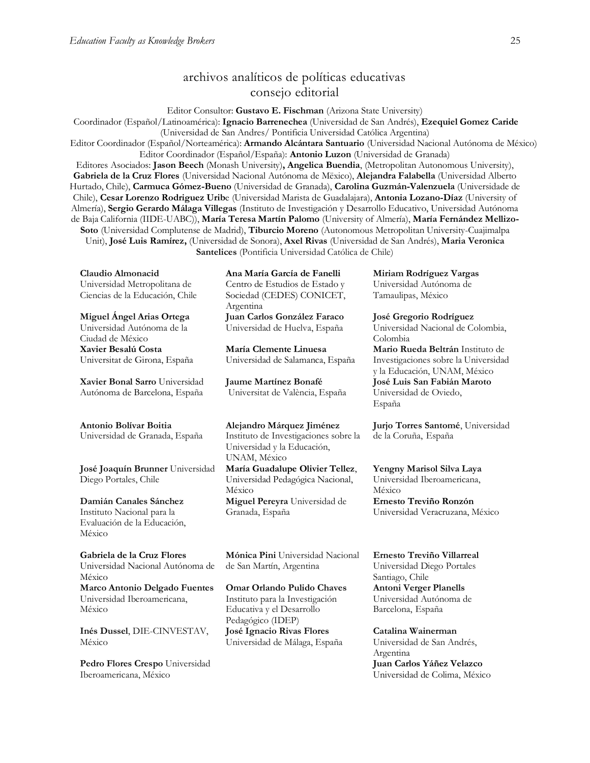## archivos analíticos de políticas educativas
## consejo editorial

Editor Consultor: **Gustavo E. Fischman** (Arizona State University)
Coordinador (Español/Latinoamérica): **Ignacio Barrenechea** (Universidad de San Andrés), **Ezequiel Gomez Caride** (Universidad de San Andres/ Pontificia Universidad Católica Argentina)
Editor Coordinador (Español/Norteamérica): **Armando Alcántara Santuario** (Universidad Nacional Autónoma de México)
Editor Coordinador (Español/España): **Antonio Luzon** (Universidad de Granada)
Editores Asociados: **Jason Beech** (Monash University)**, Angelica Buendia**, (Metropolitan Autonomous University), **Gabriela de la Cruz Flores** (Universidad Nacional Autónoma de Mëxico), **Alejandra Falabella** (Universidad Alberto Hurtado, Chile), **Carmuca Gómez-Bueno** (Universidad de Granada), **Carolina Guzmán-Valenzuela** (Universidade de Chile), **Cesar Lorenzo Rodriguez Urib**e (Universidad Marista de Guadalajara), **Antonia Lozano-Díaz** (University of Almería), **Sergio Gerardo Málaga Villegas** (Instituto de Investigación y Desarrollo Educativo, Universidad Autónoma de Baja California (IIDE-UABC)), **María Teresa Martín Palomo** (University of Almería), **María Fernández Mellizo-Soto** (Universidad Complutense de Madrid), **Tiburcio Moreno** (Autonomous Metropolitan University-Cuajimalpa Unit), **José Luis Ramírez,** (Universidad de Sonora), **Axel Rivas** (Universidad de San Andrés), **Maria Veronica Santelices** (Pontificia Universidad Católica de Chile)

**Claudio Almonacid**
Universidad Metropolitana de Ciencias de la Educación, Chile

**Miguel Ángel Arias Ortega**
Universidad Autónoma de la Ciudad de México

**Xavier Besalú Costa**
Universitat de Girona, España

**Xavier Bonal Sarro** Universidad Autónoma de Barcelona, España

**Antonio Bolívar Boitia**
Universidad de Granada, España

**José Joaquín Brunner** Universidad Diego Portales, Chile

**Damián Canales Sánchez**
Instituto Nacional para la Evaluación de la Educación, México

**Gabriela de la Cruz Flores**
Universidad Nacional Autónoma de México

**Marco Antonio Delgado Fuentes**
Universidad Iberoamericana, México

**Inés Dussel**, DIE-CINVESTAV, México

**Pedro Flores Crespo** Universidad Iberoamericana, México

**Ana María García de Fanelli**
Centro de Estudios de Estado y Sociedad (CEDES) CONICET, Argentina

**Juan Carlos González Faraco**
Universidad de Huelva, España

**María Clemente Linuesa**
Universidad de Salamanca, España

**Jaume Martínez Bonafé**
Universitat de València, España

**Alejandro Márquez Jiménez**
Instituto de Investigaciones sobre la Universidad y la Educación, UNAM, México

**María Guadalupe Olivier Tellez**, Universidad Pedagógica Nacional, México

**Miguel Pereyra** Universidad de Granada, España

**Mónica Pini** Universidad Nacional de San Martín, Argentina

**Omar Orlando Pulido Chaves**
Instituto para la Investigación Educativa y el Desarrollo Pedagógico (IDEP)

**José Ignacio Rivas Flores**
Universidad de Málaga, España

**Miriam Rodríguez Vargas**
Universidad Autónoma de Tamaulipas, México

**José Gregorio Rodríguez**
Universidad Nacional de Colombia, Colombia

**Mario Rueda Beltrán** Instituto de Investigaciones sobre la Universidad y la Educación, UNAM, México

**José Luis San Fabián Maroto**
Universidad de Oviedo, España

**Jurjo Torres Santomé**, Universidad de la Coruña, España

**Yengny Marisol Silva Laya**
Universidad Iberoamericana, México

**Ernesto Treviño Ronzón**
Universidad Veracruzana, México

**Ernesto Treviño Villarreal**
Universidad Diego Portales Santiago, Chile

**Antoni Verger Planells**
Universidad Autónoma de Barcelona, España

**Catalina Wainerman**
Universidad de San Andrés, Argentina

**Juan Carlos Yáñez Velazco**
Universidad de Colima, México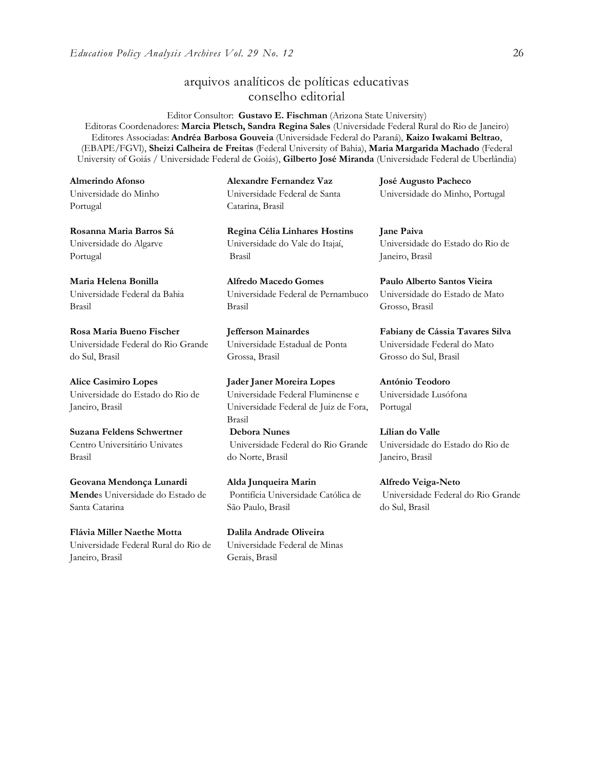## arquivos analíticos de políticas educativas
## conselho editorial

Editor Consultor: **Gustavo E. Fischman** (Arizona State University)
Editoras Coordenadores: **Marcia Pletsch, Sandra Regina Sales** (Universidade Federal Rural do Rio de Janeiro)
Editores Associadas: **Andréa Barbosa Gouveia** (Universidade Federal do Paraná), **Kaizo Iwakami Beltrao**, (EBAPE/FGVl), **Sheizi Calheira de Freitas** (Federal University of Bahia), **Maria Margarida Machado** (Federal University of Goiás / Universidade Federal de Goiás), **Gilberto José Miranda** (Universidade Federal de Uberlândia)

**Almerindo Afonso**
Universidade do Minho
Portugal

**Rosanna Maria Barros Sá**
Universidade do Algarve
Portugal

**Maria Helena Bonilla**
Universidade Federal da Bahia
Brasil

**Rosa Maria Bueno Fischer**
Universidade Federal do Rio Grande do Sul, Brasil

**Alice Casimiro Lopes**
Universidade do Estado do Rio de Janeiro, Brasil

**Suzana Feldens Schwertner**
Centro Universitário Univates
Brasil

**Geovana Mendonça Lunardi Mende**s Universidade do Estado de Santa Catarina

**Flávia Miller Naethe Motta**
Universidade Federal Rural do Rio de Janeiro, Brasil

**Alexandre Fernandez Vaz**
Universidade Federal de Santa Catarina, Brasil

**Regina Célia Linhares Hostins**
Universidade do Vale do Itajaí, Brasil

**Alfredo Macedo Gomes**
Universidade Federal de Pernambuco
Brasil

**Jefferson Mainardes**
Universidade Estadual de Ponta Grossa, Brasil

**Jader Janer Moreira Lopes**
Universidade Federal Fluminense e Universidade Federal de Juiz de Fora, Brasil

**Debora Nunes**
Universidade Federal do Rio Grande do Norte, Brasil

**Alda Junqueira Marin**
Pontifícia Universidade Católica de São Paulo, Brasil

**Dalila Andrade Oliveira**
Universidade Federal de Minas Gerais, Brasil

**José Augusto Pacheco**
Universidade do Minho, Portugal

**Jane Paiva**
Universidade do Estado do Rio de Janeiro, Brasil

**Paulo Alberto Santos Vieira**
Universidade do Estado de Mato Grosso, Brasil

**Fabiany de Cássia Tavares Silva**
Universidade Federal do Mato Grosso do Sul, Brasil

**António Teodoro**
Universidade Lusófona
Portugal

**Lílian do Valle**
Universidade do Estado do Rio de Janeiro, Brasil

**Alfredo Veiga-Neto**
Universidade Federal do Rio Grande do Sul, Brasil